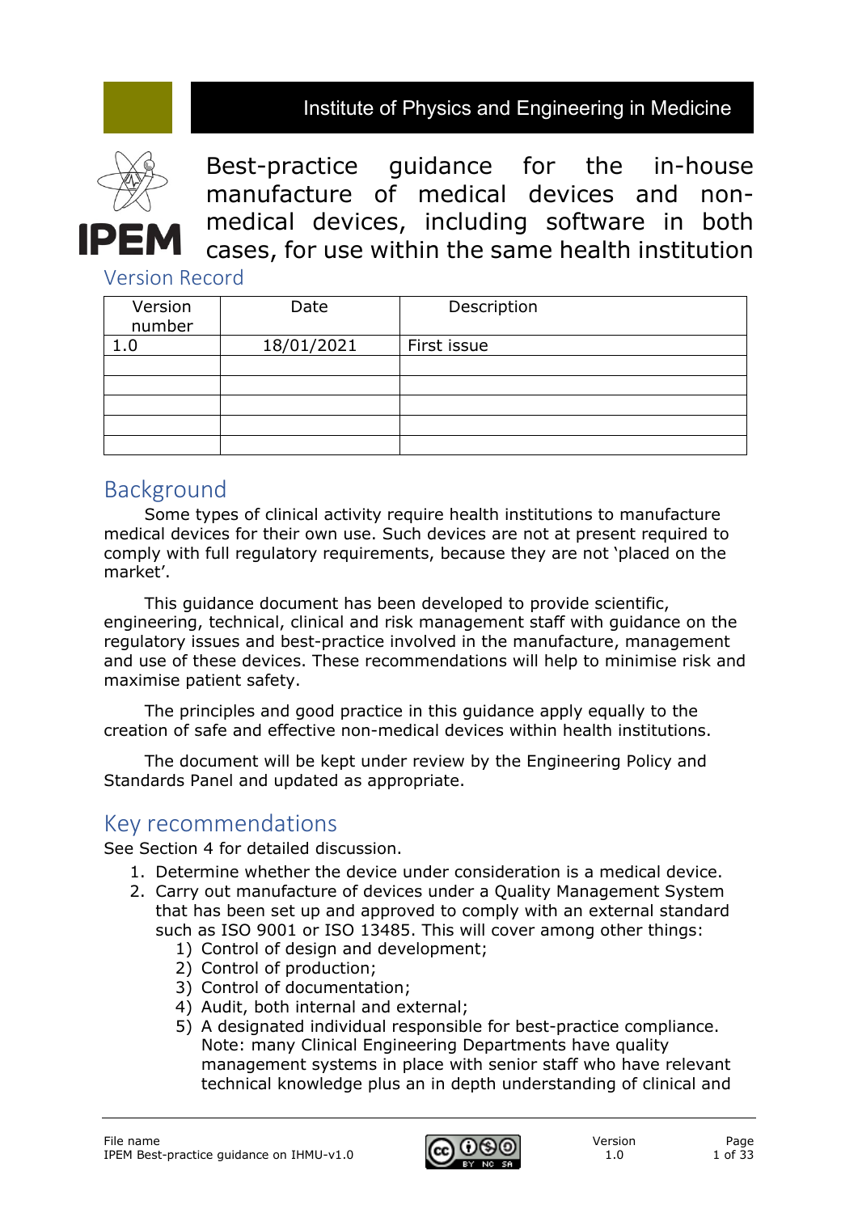Institute of Physics and Engineering in Medicine

IPEM

# Best-practice guidance for the in-house manufacture of medical devices and non-medical devices, including software in both cases, for use within the same health institution

## Version Record

| Version number | Date | Description |
|---|---|---|
| 1.0 | 18/01/2021 | First issue |
| | | |
| | | |
| | | |
| | | |
| | | |

## Background

Some types of clinical activity require health institutions to manufacture medical devices for their own use. Such devices are not at present required to comply with full regulatory requirements, because they are not 'placed on the market'.

This guidance document has been developed to provide scientific, engineering, technical, clinical and risk management staff with guidance on the regulatory issues and best-practice involved in the manufacture, management and use of these devices. These recommendations will help to minimise risk and maximise patient safety.

The principles and good practice in this guidance apply equally to the creation of safe and effective non-medical devices within health institutions.

The document will be kept under review by the Engineering Policy and Standards Panel and updated as appropriate.

## Key recommendations

See Section 4 for detailed discussion.

1. Determine whether the device under consideration is a medical device.
2. Carry out manufacture of devices under a Quality Management System that has been set up and approved to comply with an external standard such as ISO 9001 or ISO 13485. This will cover among other things:
   1) Control of design and development;
   2) Control of production;
   3) Control of documentation;
   4) Audit, both internal and external;
   5) A designated individual responsible for best-practice compliance. Note: many Clinical Engineering Departments have quality management systems in place with senior staff who have relevant technical knowledge plus an in depth understanding of clinical and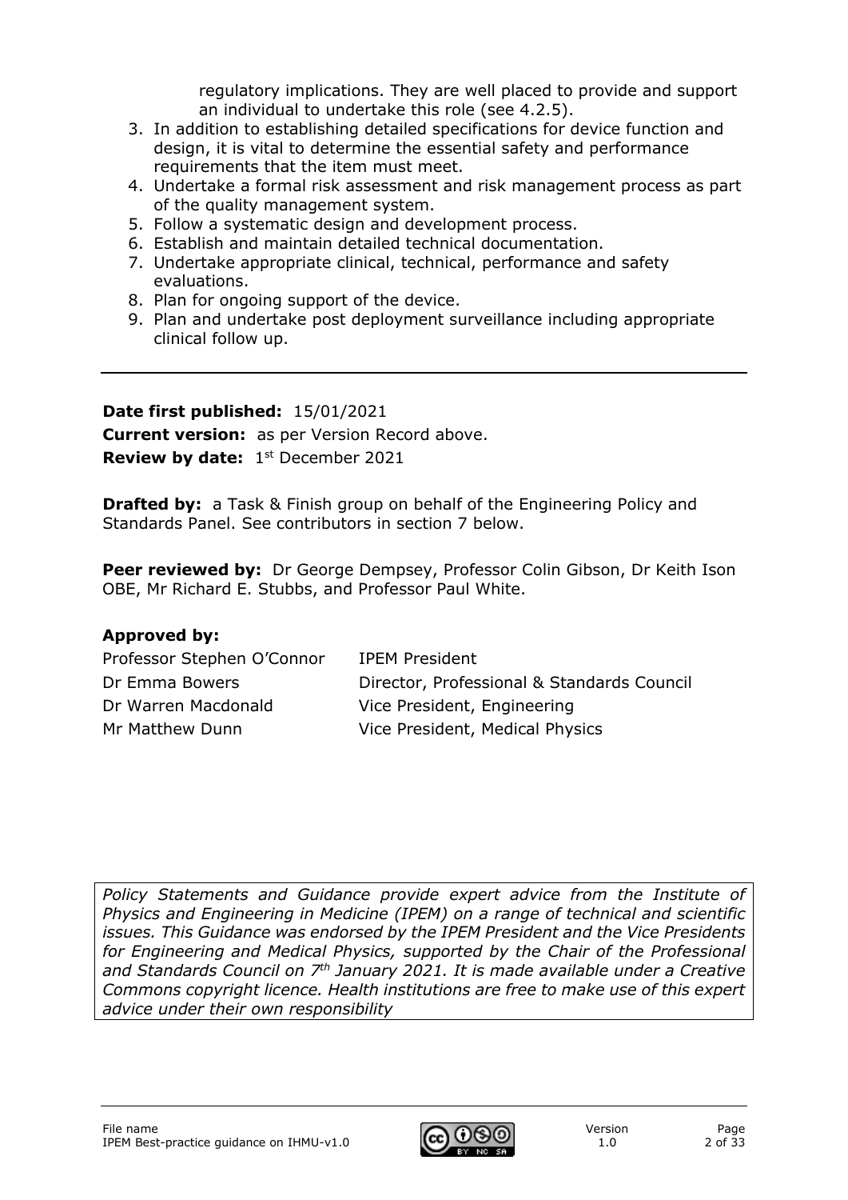regulatory implications. They are well placed to provide and support an individual to undertake this role (see 4.2.5).

3. In addition to establishing detailed specifications for device function and design, it is vital to determine the essential safety and performance requirements that the item must meet.
4. Undertake a formal risk assessment and risk management process as part of the quality management system.
5. Follow a systematic design and development process.
6. Establish and maintain detailed technical documentation.
7. Undertake appropriate clinical, technical, performance and safety evaluations.
8. Plan for ongoing support of the device.
9. Plan and undertake post deployment surveillance including appropriate clinical follow up.

---

**Date first published:** 15/01/2021

**Current version:** as per Version Record above.

**Review by date:** 1st December 2021

**Drafted by:** a Task & Finish group on behalf of the Engineering Policy and Standards Panel. See contributors in section 7 below.

**Peer reviewed by:** Dr George Dempsey, Professor Colin Gibson, Dr Keith Ison OBE, Mr Richard E. Stubbs, and Professor Paul White.

**Approved by:**

| | |
|---|---|
| Professor Stephen O'Connor | IPEM President |
| Dr Emma Bowers | Director, Professional & Standards Council |
| Dr Warren Macdonald | Vice President, Engineering |
| Mr Matthew Dunn | Vice President, Medical Physics |

*Policy Statements and Guidance provide expert advice from the Institute of Physics and Engineering in Medicine (IPEM) on a range of technical and scientific issues. This Guidance was endorsed by the IPEM President and the Vice Presidents for Engineering and Medical Physics, supported by the Chair of the Professional and Standards Council on 7th January 2021. It is made available under a Creative Commons copyright licence. Health institutions are free to make use of this expert advice under their own responsibility*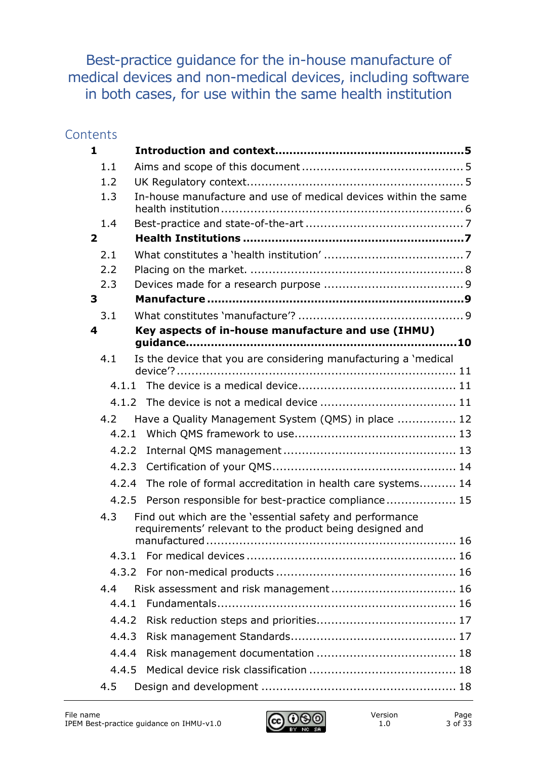# Best-practice guidance for the in-house manufacture of medical devices and non-medical devices, including software in both cases, for use within the same health institution

## Contents

- **1 Introduction and context ..... 5**
  - 1.1 Aims and scope of this document ..... 5
  - 1.2 UK Regulatory context ..... 5
  - 1.3 In-house manufacture and use of medical devices within the same health institution ..... 6
  - 1.4 Best-practice and state-of-the-art ..... 7
- **2 Health Institutions ..... 7**
  - 2.1 What constitutes a 'health institution' ..... 7
  - 2.2 Placing on the market. ..... 8
  - 2.3 Devices made for a research purpose ..... 9
- **3 Manufacture ..... 9**
  - 3.1 What constitutes 'manufacture'? ..... 9
- **4 Key aspects of in-house manufacture and use (IHMU) guidance ..... 10**
  - 4.1 Is the device that you are considering manufacturing a 'medical device'? ..... 11
    - 4.1.1 The device is a medical device ..... 11
    - 4.1.2 The device is not a medical device ..... 11
  - 4.2 Have a Quality Management System (QMS) in place ..... 12
    - 4.2.1 Which QMS framework to use ..... 13
    - 4.2.2 Internal QMS management ..... 13
    - 4.2.3 Certification of your QMS ..... 14
    - 4.2.4 The role of formal accreditation in health care systems ..... 14
    - 4.2.5 Person responsible for best-practice compliance ..... 15
  - 4.3 Find out which are the 'essential safety and performance requirements' relevant to the product being designed and manufactured ..... 16
    - 4.3.1 For medical devices ..... 16
    - 4.3.2 For non-medical products ..... 16
  - 4.4 Risk assessment and risk management ..... 16
    - 4.4.1 Fundamentals ..... 16
    - 4.4.2 Risk reduction steps and priorities ..... 17
    - 4.4.3 Risk management Standards ..... 17
    - 4.4.4 Risk management documentation ..... 18
    - 4.4.5 Medical device risk classification ..... 18
  - 4.5 Design and development ..... 18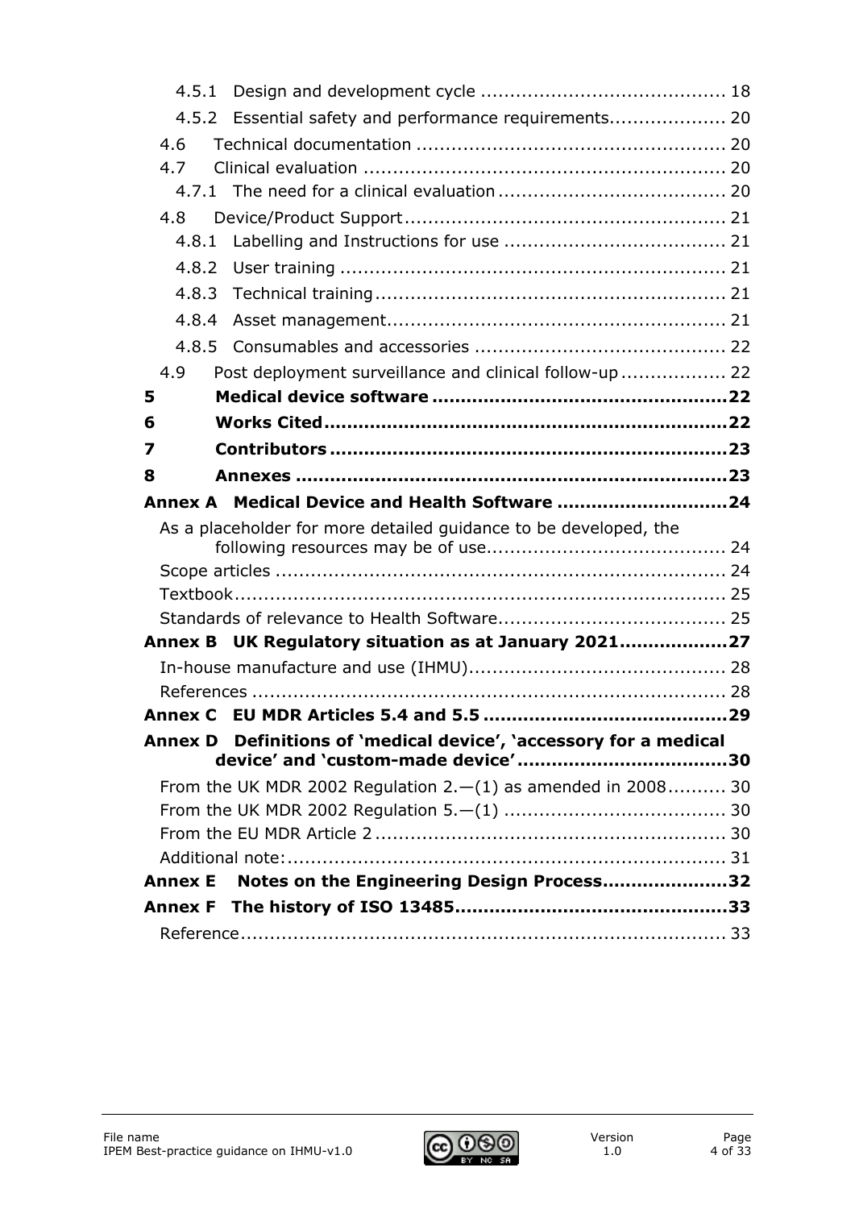- 4.5.1 Design and development cycle ........................................ 18
- 4.5.2 Essential safety and performance requirements.................... 20
- 4.6 Technical documentation .................................................... 20
- 4.7 Clinical evaluation ............................................................ 20
- 4.7.1 The need for a clinical evaluation ...................................... 20
- 4.8 Device/Product Support ...................................................... 21
- 4.8.1 Labelling and Instructions for use ..................................... 21
- 4.8.2 User training ................................................................. 21
- 4.8.3 Technical training ........................................................... 21
- 4.8.4 Asset management.......................................................... 21
- 4.8.5 Consumables and accessories .......................................... 22
- 4.9 Post deployment surveillance and clinical follow-up ................. 22

**5 Medical device software ................................................... 22**

**6 Works Cited ..................................................................... 22**

**7 Contributors .................................................................... 23**

**8 Annexes .......................................................................... 23**

**Annex A Medical Device and Health Software ............................. 24**

- As a placeholder for more detailed guidance to be developed, the following resources may be of use........................................ 24
- Scope articles ............................................................................ 24
- Textbook.................................................................................. 25
- Standards of relevance to Health Software....................................... 25

**Annex B UK Regulatory situation as at January 2021.................. 27**

- In-house manufacture and use (IHMU)............................................ 28
- References ................................................................................ 28

**Annex C EU MDR Articles 5.4 and 5.5 .......................................... 29**

**Annex D Definitions of 'medical device', 'accessory for a medical device' and 'custom-made device' .................................... 30**

- From the UK MDR 2002 Regulation 2.—(1) as amended in 2008.......... 30
- From the UK MDR 2002 Regulation 5.—(1) ...................................... 30
- From the EU MDR Article 2 ............................................................ 30
- Additional note:.......................................................................... 31

**Annex E Notes on the Engineering Design Process..................... 32**

**Annex F The history of ISO 13485............................................... 33**

- Reference.................................................................................. 33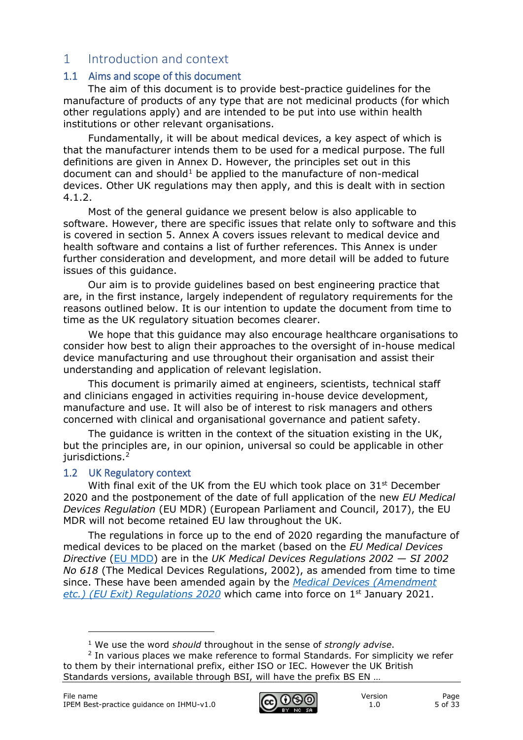# 1 Introduction and context

## 1.1 Aims and scope of this document

The aim of this document is to provide best-practice guidelines for the manufacture of products of any type that are not medicinal products (for which other regulations apply) and are intended to be put into use within health institutions or other relevant organisations.

Fundamentally, it will be about medical devices, a key aspect of which is that the manufacturer intends them to be used for a medical purpose. The full definitions are given in Annex D. However, the principles set out in this document can and should[1] be applied to the manufacture of non-medical devices. Other UK regulations may then apply, and this is dealt with in section 4.1.2.

Most of the general guidance we present below is also applicable to software. However, there are specific issues that relate only to software and this is covered in section 5. Annex A covers issues relevant to medical device and health software and contains a list of further references. This Annex is under further consideration and development, and more detail will be added to future issues of this guidance.

Our aim is to provide guidelines based on best engineering practice that are, in the first instance, largely independent of regulatory requirements for the reasons outlined below. It is our intention to update the document from time to time as the UK regulatory situation becomes clearer.

We hope that this guidance may also encourage healthcare organisations to consider how best to align their approaches to the oversight of in-house medical device manufacturing and use throughout their organisation and assist their understanding and application of relevant legislation.

This document is primarily aimed at engineers, scientists, technical staff and clinicians engaged in activities requiring in-house device development, manufacture and use. It will also be of interest to risk managers and others concerned with clinical and organisational governance and patient safety.

The guidance is written in the context of the situation existing in the UK, but the principles are, in our opinion, universal so could be applicable in other jurisdictions.[2]

## 1.2 UK Regulatory context

With final exit of the UK from the EU which took place on 31st December 2020 and the postponement of the date of full application of the new *EU Medical Devices Regulation* (EU MDR) (European Parliament and Council, 2017), the EU MDR will not become retained EU law throughout the UK.

The regulations in force up to the end of 2020 regarding the manufacture of medical devices to be placed on the market (based on the *EU Medical Devices Directive* (EU MDD) are in the *UK Medical Devices Regulations 2002 — SI 2002 No 618* (The Medical Devices Regulations, 2002), as amended from time to time since. These have been amended again by the *Medical Devices (Amendment etc.) (EU Exit) Regulations 2020* which came into force on 1st January 2021.

---

[1] We use the word *should* throughout in the sense of *strongly advise*.

[2] In various places we make reference to formal Standards. For simplicity we refer to them by their international prefix, either ISO or IEC. However the UK British Standards versions, available through BSI, will have the prefix BS EN …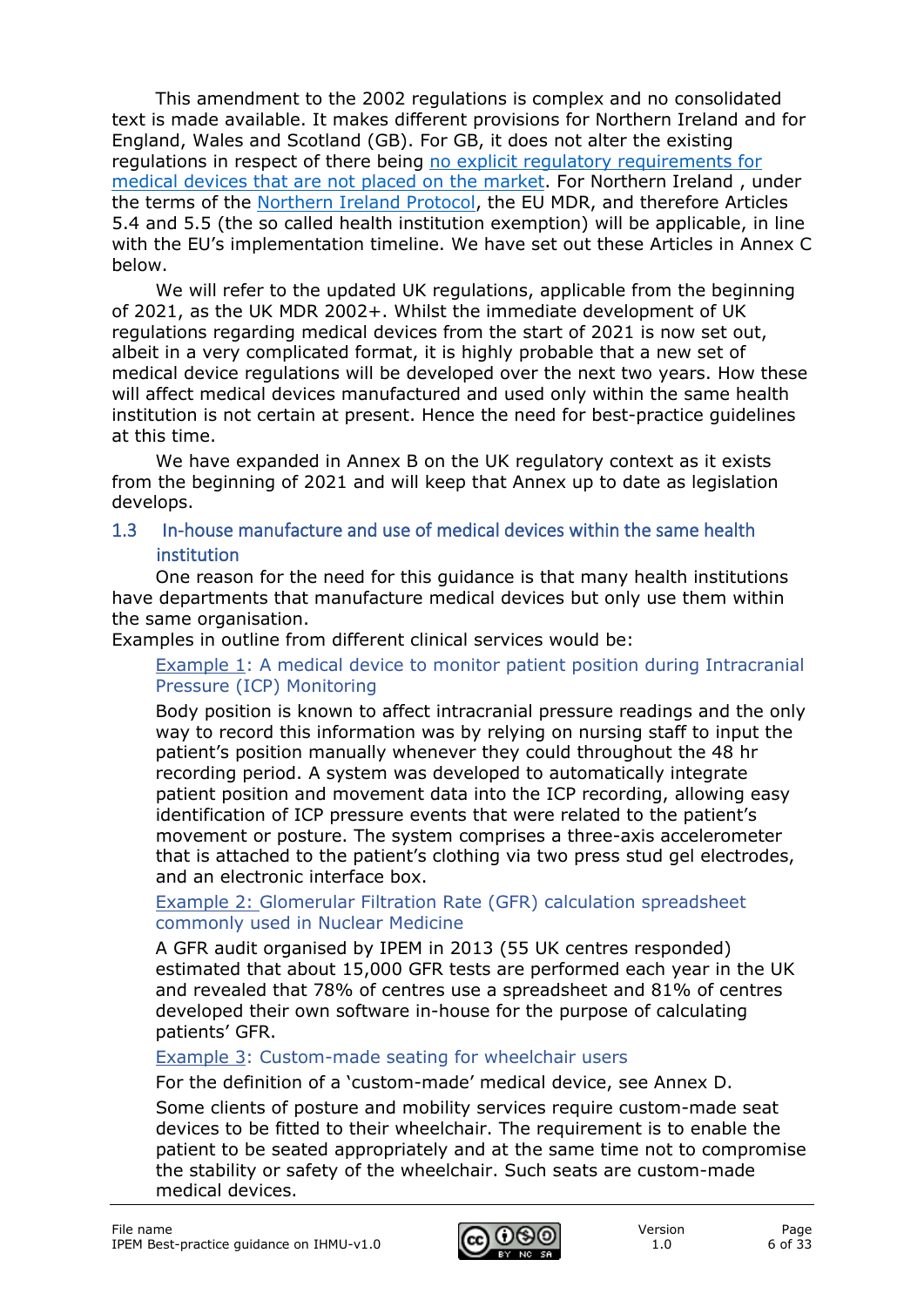This amendment to the 2002 regulations is complex and no consolidated text is made available. It makes different provisions for Northern Ireland and for England, Wales and Scotland (GB). For GB, it does not alter the existing regulations in respect of there being no explicit regulatory requirements for medical devices that are not placed on the market. For Northern Ireland , under the terms of the Northern Ireland Protocol, the EU MDR, and therefore Articles 5.4 and 5.5 (the so called health institution exemption) will be applicable, in line with the EU's implementation timeline. We have set out these Articles in Annex C below.

We will refer to the updated UK regulations, applicable from the beginning of 2021, as the UK MDR 2002+. Whilst the immediate development of UK regulations regarding medical devices from the start of 2021 is now set out, albeit in a very complicated format, it is highly probable that a new set of medical device regulations will be developed over the next two years. How these will affect medical devices manufactured and used only within the same health institution is not certain at present. Hence the need for best-practice guidelines at this time.

We have expanded in Annex B on the UK regulatory context as it exists from the beginning of 2021 and will keep that Annex up to date as legislation develops.

## 1.3 In-house manufacture and use of medical devices within the same health institution

One reason for the need for this guidance is that many health institutions have departments that manufacture medical devices but only use them within the same organisation.

Examples in outline from different clinical services would be:

**Example 1: A medical device to monitor patient position during Intracranial Pressure (ICP) Monitoring**

Body position is known to affect intracranial pressure readings and the only way to record this information was by relying on nursing staff to input the patient's position manually whenever they could throughout the 48 hr recording period. A system was developed to automatically integrate patient position and movement data into the ICP recording, allowing easy identification of ICP pressure events that were related to the patient's movement or posture. The system comprises a three-axis accelerometer that is attached to the patient's clothing via two press stud gel electrodes, and an electronic interface box.

**Example 2: Glomerular Filtration Rate (GFR) calculation spreadsheet commonly used in Nuclear Medicine**

A GFR audit organised by IPEM in 2013 (55 UK centres responded) estimated that about 15,000 GFR tests are performed each year in the UK and revealed that 78% of centres use a spreadsheet and 81% of centres developed their own software in-house for the purpose of calculating patients' GFR.

**Example 3: Custom-made seating for wheelchair users**

For the definition of a 'custom-made' medical device, see Annex D.

Some clients of posture and mobility services require custom-made seat devices to be fitted to their wheelchair. The requirement is to enable the patient to be seated appropriately and at the same time not to compromise the stability or safety of the wheelchair. Such seats are custom-made medical devices.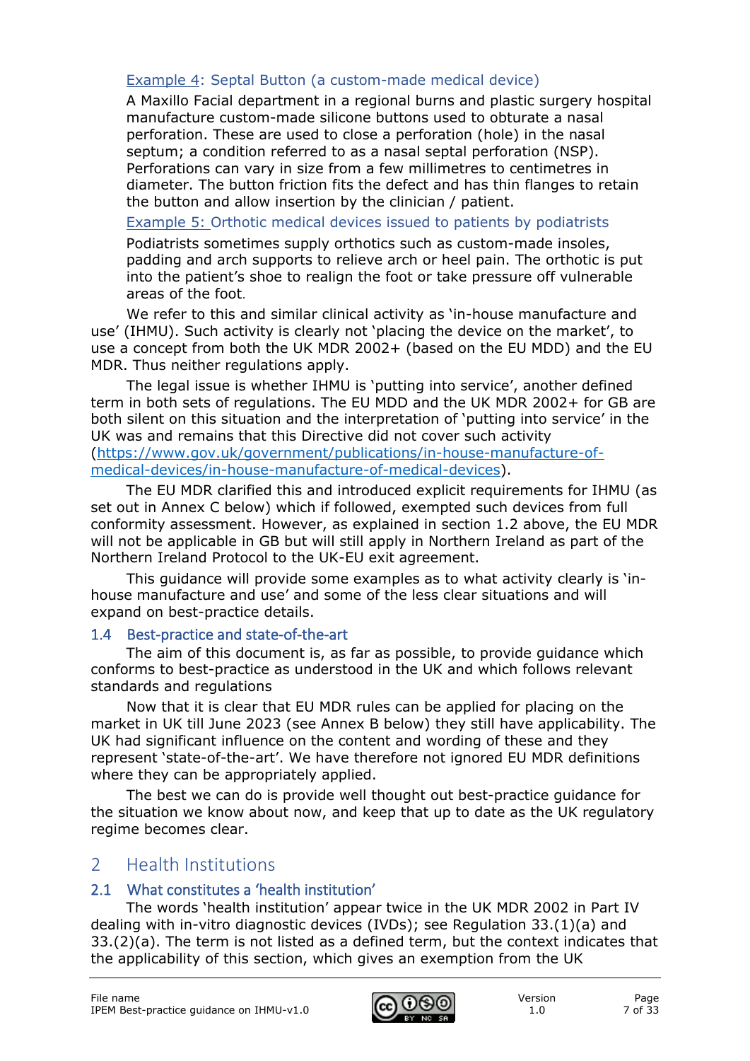[Example 4](#): Septal Button (a custom-made medical device)

A Maxillo Facial department in a regional burns and plastic surgery hospital manufacture custom-made silicone buttons used to obturate a nasal perforation. These are used to close a perforation (hole) in the nasal septum; a condition referred to as a nasal septal perforation (NSP). Perforations can vary in size from a few millimetres to centimetres in diameter. The button friction fits the defect and has thin flanges to retain the button and allow insertion by the clinician / patient.

[Example 5:](#) Orthotic medical devices issued to patients by podiatrists

Podiatrists sometimes supply orthotics such as custom-made insoles, padding and arch supports to relieve arch or heel pain. The orthotic is put into the patient's shoe to realign the foot or take pressure off vulnerable areas of the foot.

We refer to this and similar clinical activity as 'in-house manufacture and use' (IHMU). Such activity is clearly not 'placing the device on the market', to use a concept from both the UK MDR 2002+ (based on the EU MDD) and the EU MDR. Thus neither regulations apply.

The legal issue is whether IHMU is 'putting into service', another defined term in both sets of regulations. The EU MDD and the UK MDR 2002+ for GB are both silent on this situation and the interpretation of 'putting into service' in the UK was and remains that this Directive did not cover such activity (https://www.gov.uk/government/publications/in-house-manufacture-of-medical-devices/in-house-manufacture-of-medical-devices).

The EU MDR clarified this and introduced explicit requirements for IHMU (as set out in Annex C below) which if followed, exempted such devices from full conformity assessment. However, as explained in section 1.2 above, the EU MDR will not be applicable in GB but will still apply in Northern Ireland as part of the Northern Ireland Protocol to the UK-EU exit agreement.

This guidance will provide some examples as to what activity clearly is 'in-house manufacture and use' and some of the less clear situations and will expand on best-practice details.

### 1.4 Best-practice and state-of-the-art

The aim of this document is, as far as possible, to provide guidance which conforms to best-practice as understood in the UK and which follows relevant standards and regulations

Now that it is clear that EU MDR rules can be applied for placing on the market in UK till June 2023 (see Annex B below) they still have applicability. The UK had significant influence on the content and wording of these and they represent 'state-of-the-art'. We have therefore not ignored EU MDR definitions where they can be appropriately applied.

The best we can do is provide well thought out best-practice guidance for the situation we know about now, and keep that up to date as the UK regulatory regime becomes clear.

## 2 Health Institutions

### 2.1 What constitutes a 'health institution'

The words 'health institution' appear twice in the UK MDR 2002 in Part IV dealing with in-vitro diagnostic devices (IVDs); see Regulation 33.(1)(a) and 33.(2)(a). The term is not listed as a defined term, but the context indicates that the applicability of this section, which gives an exemption from the UK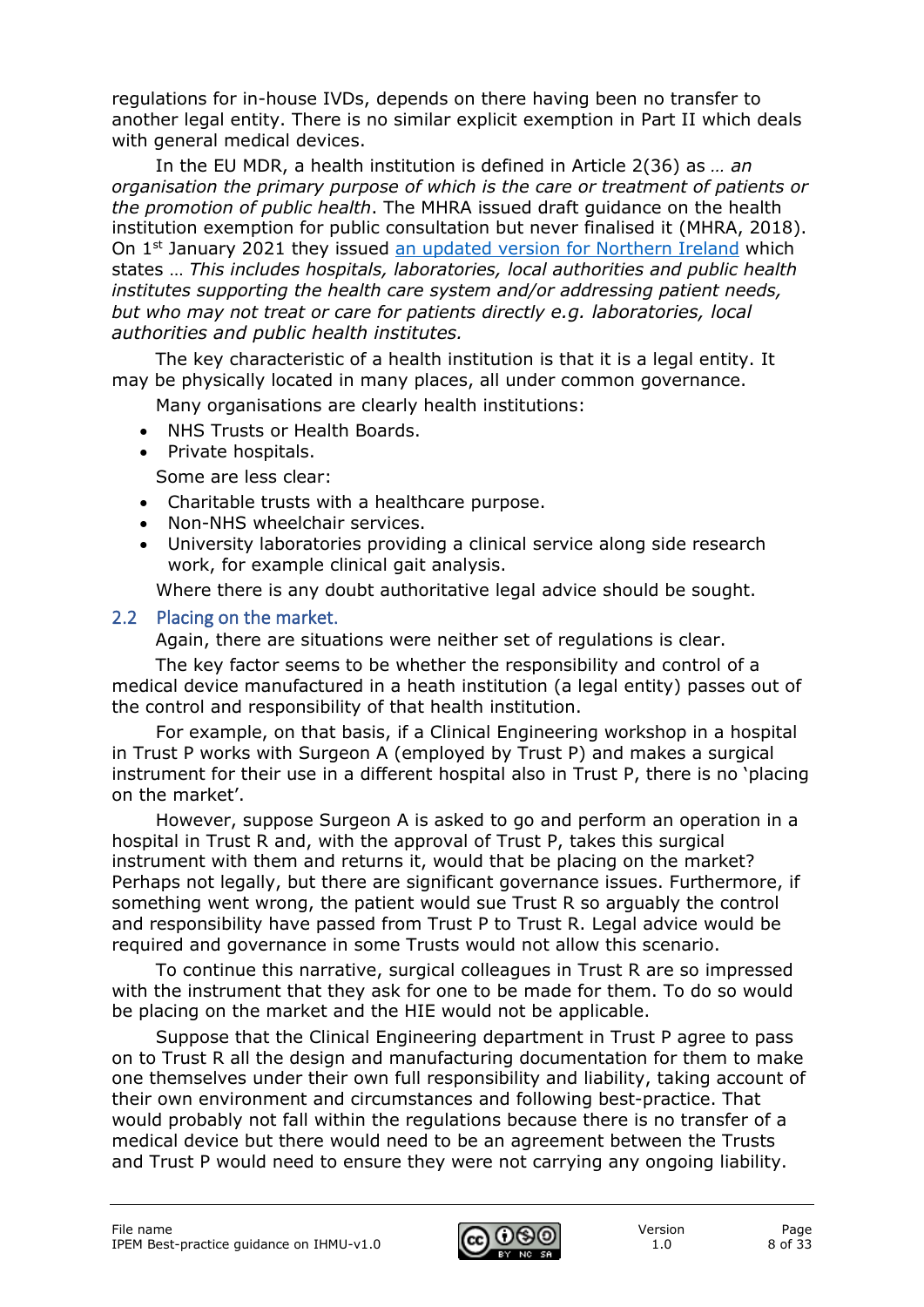regulations for in-house IVDs, depends on there having been no transfer to another legal entity. There is no similar explicit exemption in Part II which deals with general medical devices.

In the EU MDR, a health institution is defined in Article 2(36) as … *an organisation the primary purpose of which is the care or treatment of patients or the promotion of public health*. The MHRA issued draft guidance on the health institution exemption for public consultation but never finalised it (MHRA, 2018). On 1st January 2021 they issued [an updated version for Northern Ireland](#) which states … *This includes hospitals, laboratories, local authorities and public health institutes supporting the health care system and/or addressing patient needs, but who may not treat or care for patients directly e.g. laboratories, local authorities and public health institutes.*

The key characteristic of a health institution is that it is a legal entity. It may be physically located in many places, all under common governance.

Many organisations are clearly health institutions:

- NHS Trusts or Health Boards.
- Private hospitals.

Some are less clear:

- Charitable trusts with a healthcare purpose.
- Non-NHS wheelchair services.
- University laboratories providing a clinical service along side research work, for example clinical gait analysis.

Where there is any doubt authoritative legal advice should be sought.

## 2.2 Placing on the market.

Again, there are situations were neither set of regulations is clear.

The key factor seems to be whether the responsibility and control of a medical device manufactured in a heath institution (a legal entity) passes out of the control and responsibility of that health institution.

For example, on that basis, if a Clinical Engineering workshop in a hospital in Trust P works with Surgeon A (employed by Trust P) and makes a surgical instrument for their use in a different hospital also in Trust P, there is no 'placing on the market'.

However, suppose Surgeon A is asked to go and perform an operation in a hospital in Trust R and, with the approval of Trust P, takes this surgical instrument with them and returns it, would that be placing on the market? Perhaps not legally, but there are significant governance issues. Furthermore, if something went wrong, the patient would sue Trust R so arguably the control and responsibility have passed from Trust P to Trust R. Legal advice would be required and governance in some Trusts would not allow this scenario.

To continue this narrative, surgical colleagues in Trust R are so impressed with the instrument that they ask for one to be made for them. To do so would be placing on the market and the HIE would not be applicable.

Suppose that the Clinical Engineering department in Trust P agree to pass on to Trust R all the design and manufacturing documentation for them to make one themselves under their own full responsibility and liability, taking account of their own environment and circumstances and following best-practice. That would probably not fall within the regulations because there is no transfer of a medical device but there would need to be an agreement between the Trusts and Trust P would need to ensure they were not carrying any ongoing liability.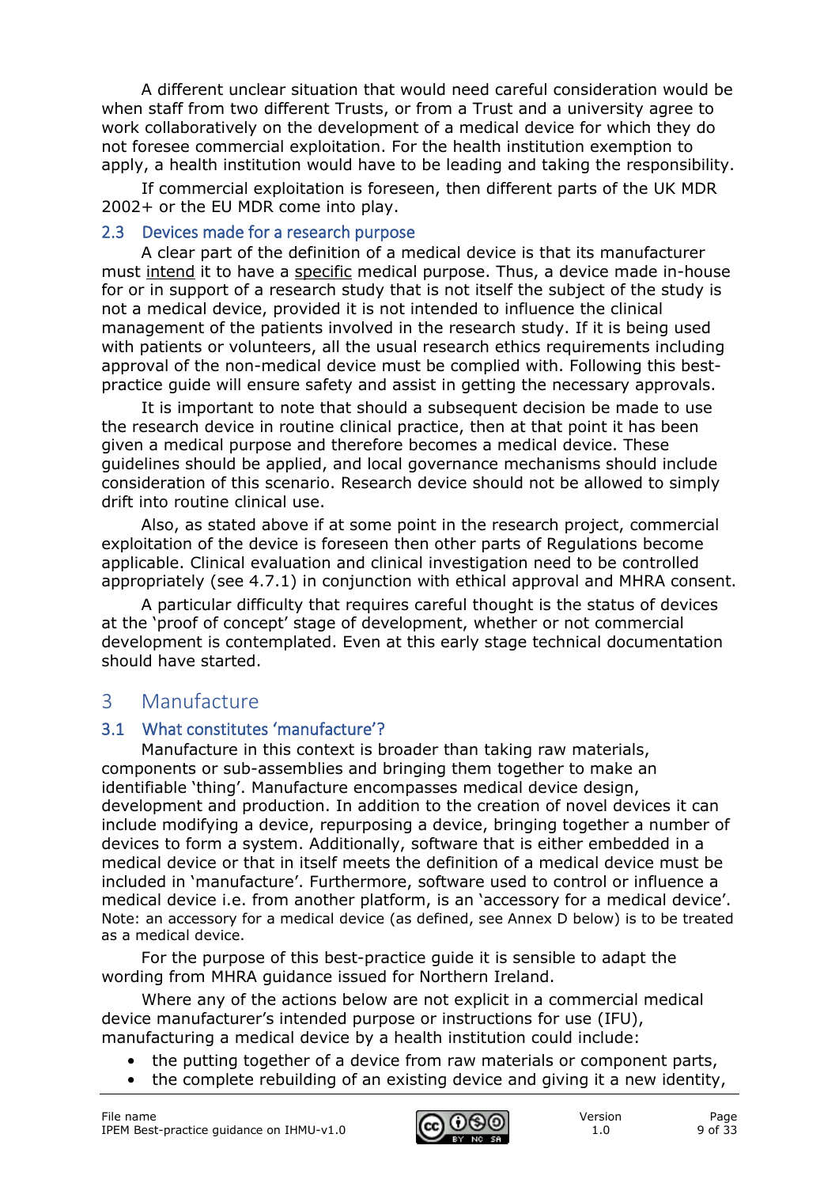A different unclear situation that would need careful consideration would be when staff from two different Trusts, or from a Trust and a university agree to work collaboratively on the development of a medical device for which they do not foresee commercial exploitation. For the health institution exemption to apply, a health institution would have to be leading and taking the responsibility.

If commercial exploitation is foreseen, then different parts of the UK MDR 2002+ or the EU MDR come into play.

### 2.3 Devices made for a research purpose

A clear part of the definition of a medical device is that its manufacturer must <u>intend</u> it to have a <u>specific</u> medical purpose. Thus, a device made in-house for or in support of a research study that is not itself the subject of the study is not a medical device, provided it is not intended to influence the clinical management of the patients involved in the research study. If it is being used with patients or volunteers, all the usual research ethics requirements including approval of the non-medical device must be complied with. Following this best-practice guide will ensure safety and assist in getting the necessary approvals.

It is important to note that should a subsequent decision be made to use the research device in routine clinical practice, then at that point it has been given a medical purpose and therefore becomes a medical device. These guidelines should be applied, and local governance mechanisms should include consideration of this scenario. Research device should not be allowed to simply drift into routine clinical use.

Also, as stated above if at some point in the research project, commercial exploitation of the device is foreseen then other parts of Regulations become applicable. Clinical evaluation and clinical investigation need to be controlled appropriately (see 4.7.1) in conjunction with ethical approval and MHRA consent.

A particular difficulty that requires careful thought is the status of devices at the 'proof of concept' stage of development, whether or not commercial development is contemplated. Even at this early stage technical documentation should have started.

## 3 Manufacture

### 3.1 What constitutes 'manufacture'?

Manufacture in this context is broader than taking raw materials, components or sub-assemblies and bringing them together to make an identifiable 'thing'. Manufacture encompasses medical device design, development and production. In addition to the creation of novel devices it can include modifying a device, repurposing a device, bringing together a number of devices to form a system. Additionally, software that is either embedded in a medical device or that in itself meets the definition of a medical device must be included in 'manufacture'. Furthermore, software used to control or influence a medical device i.e. from another platform, is an 'accessory for a medical device'. Note: an accessory for a medical device (as defined, see Annex D below) is to be treated as a medical device.

For the purpose of this best-practice guide it is sensible to adapt the wording from MHRA guidance issued for Northern Ireland.

Where any of the actions below are not explicit in a commercial medical device manufacturer's intended purpose or instructions for use (IFU), manufacturing a medical device by a health institution could include:

- the putting together of a device from raw materials or component parts,
- the complete rebuilding of an existing device and giving it a new identity,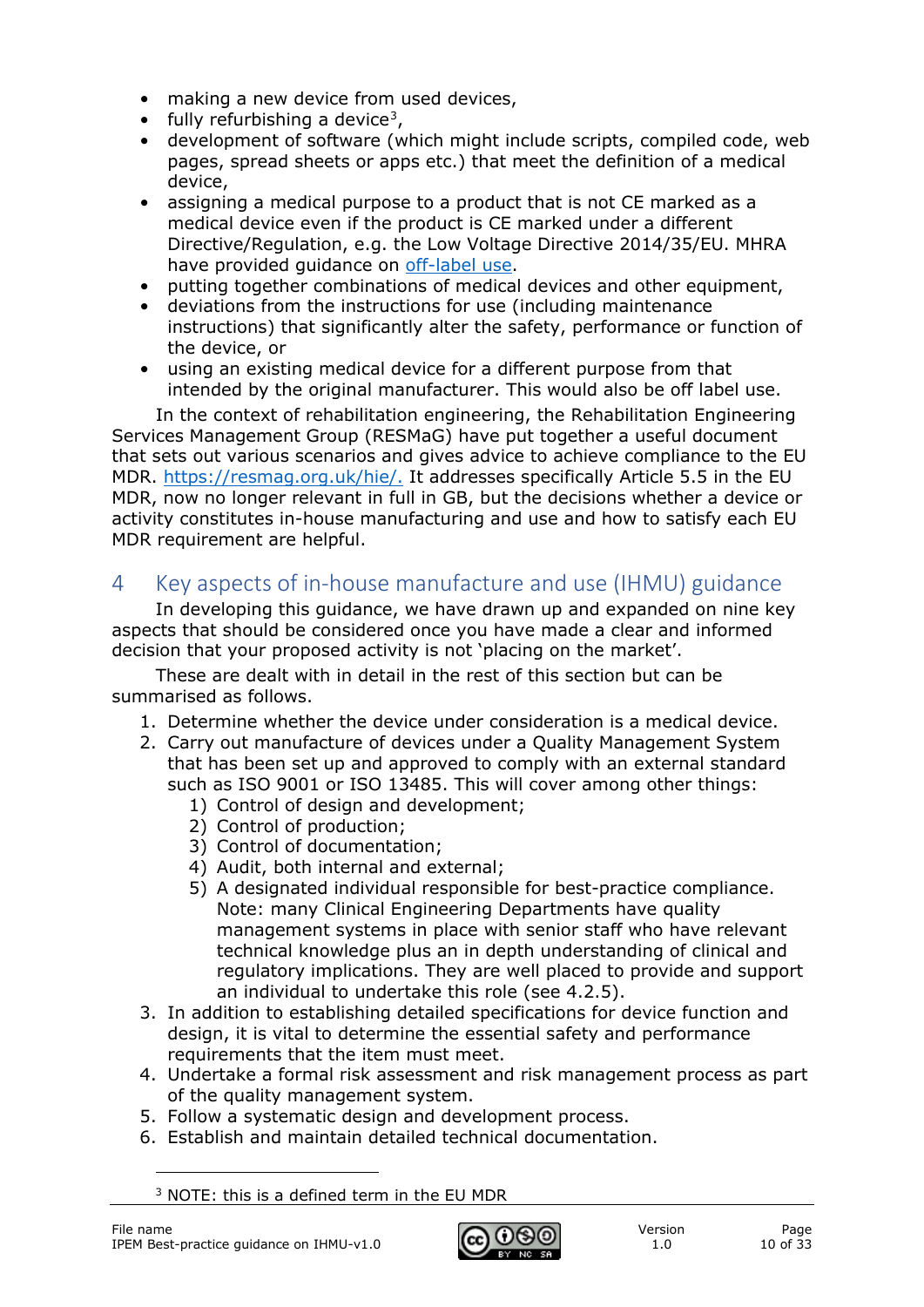- making a new device from used devices,
- fully refurbishing a device[3],
- development of software (which might include scripts, compiled code, web pages, spread sheets or apps etc.) that meet the definition of a medical device,
- assigning a medical purpose to a product that is not CE marked as a medical device even if the product is CE marked under a different Directive/Regulation, e.g. the Low Voltage Directive 2014/35/EU. MHRA have provided guidance on off-label use.
- putting together combinations of medical devices and other equipment,
- deviations from the instructions for use (including maintenance instructions) that significantly alter the safety, performance or function of the device, or
- using an existing medical device for a different purpose from that intended by the original manufacturer. This would also be off label use.

In the context of rehabilitation engineering, the Rehabilitation Engineering Services Management Group (RESMaG) have put together a useful document that sets out various scenarios and gives advice to achieve compliance to the EU MDR. https://resmag.org.uk/hie/. It addresses specifically Article 5.5 in the EU MDR, now no longer relevant in full in GB, but the decisions whether a device or activity constitutes in-house manufacturing and use and how to satisfy each EU MDR requirement are helpful.

# 4 Key aspects of in-house manufacture and use (IHMU) guidance

In developing this guidance, we have drawn up and expanded on nine key aspects that should be considered once you have made a clear and informed decision that your proposed activity is not 'placing on the market'.

These are dealt with in detail in the rest of this section but can be summarised as follows.

1. Determine whether the device under consideration is a medical device.
2. Carry out manufacture of devices under a Quality Management System that has been set up and approved to comply with an external standard such as ISO 9001 or ISO 13485. This will cover among other things:
   1) Control of design and development;
   2) Control of production;
   3) Control of documentation;
   4) Audit, both internal and external;
   5) A designated individual responsible for best-practice compliance. Note: many Clinical Engineering Departments have quality management systems in place with senior staff who have relevant technical knowledge plus an in depth understanding of clinical and regulatory implications. They are well placed to provide and support an individual to undertake this role (see 4.2.5).
3. In addition to establishing detailed specifications for device function and design, it is vital to determine the essential safety and performance requirements that the item must meet.
4. Undertake a formal risk assessment and risk management process as part of the quality management system.
5. Follow a systematic design and development process.
6. Establish and maintain detailed technical documentation.

[3] NOTE: this is a defined term in the EU MDR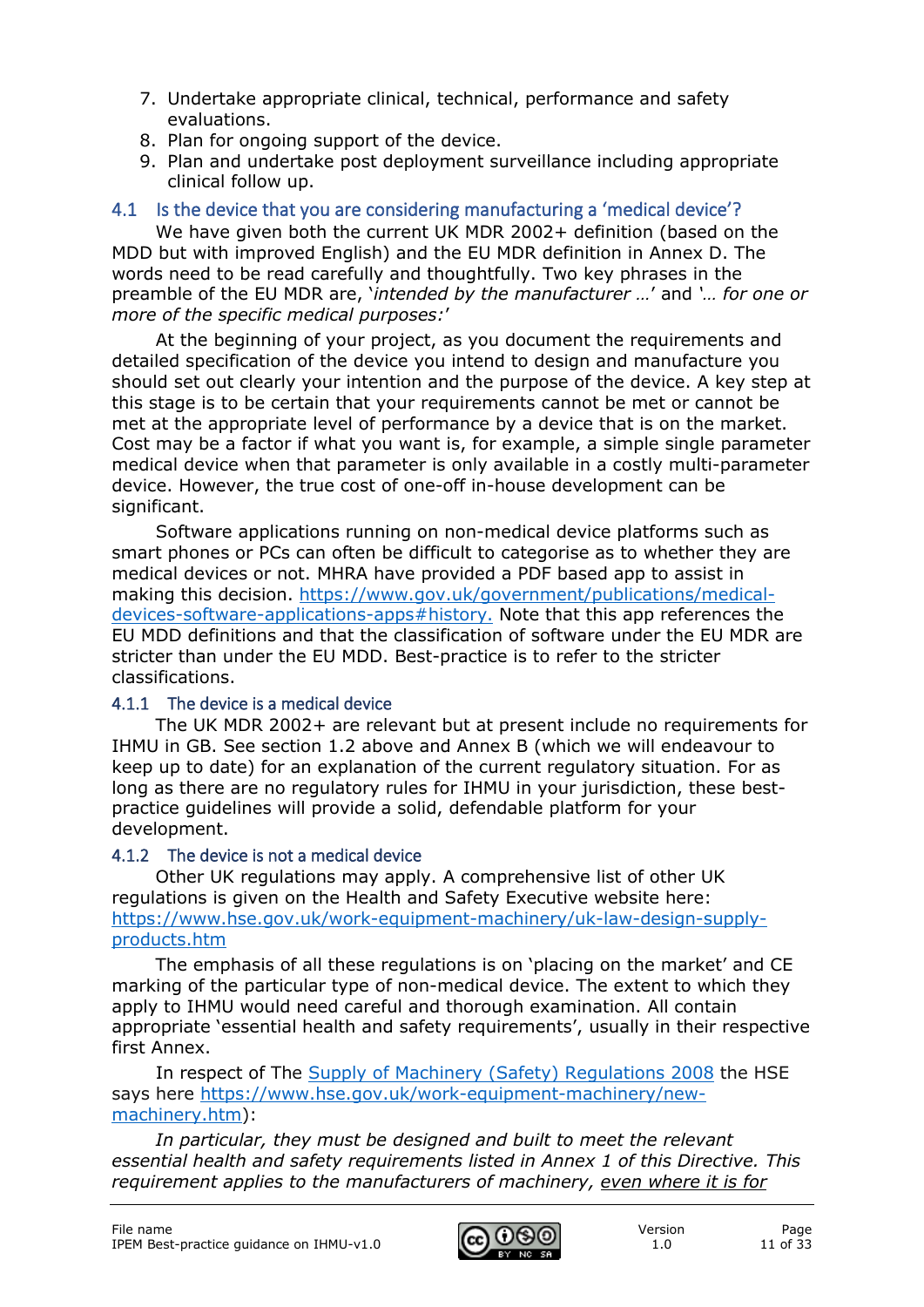7. Undertake appropriate clinical, technical, performance and safety evaluations.
8. Plan for ongoing support of the device.
9. Plan and undertake post deployment surveillance including appropriate clinical follow up.

### 4.1 Is the device that you are considering manufacturing a 'medical device'?

We have given both the current UK MDR 2002+ definition (based on the MDD but with improved English) and the EU MDR definition in Annex D. The words need to be read carefully and thoughtfully. Two key phrases in the preamble of the EU MDR are, '*intended by the manufacturer …*' and '*… for one or more of the specific medical purposes:*'

At the beginning of your project, as you document the requirements and detailed specification of the device you intend to design and manufacture you should set out clearly your intention and the purpose of the device. A key step at this stage is to be certain that your requirements cannot be met or cannot be met at the appropriate level of performance by a device that is on the market. Cost may be a factor if what you want is, for example, a simple single parameter medical device when that parameter is only available in a costly multi-parameter device. However, the true cost of one-off in-house development can be significant.

Software applications running on non-medical device platforms such as smart phones or PCs can often be difficult to categorise as to whether they are medical devices or not. MHRA have provided a PDF based app to assist in making this decision. [https://www.gov.uk/government/publications/medical-devices-software-applications-apps#history.](https://www.gov.uk/government/publications/medical-devices-software-applications-apps#history) Note that this app references the EU MDD definitions and that the classification of software under the EU MDR are stricter than under the EU MDD. Best-practice is to refer to the stricter classifications.

#### 4.1.1 The device is a medical device

The UK MDR 2002+ are relevant but at present include no requirements for IHMU in GB. See section 1.2 above and Annex B (which we will endeavour to keep up to date) for an explanation of the current regulatory situation. For as long as there are no regulatory rules for IHMU in your jurisdiction, these best-practice guidelines will provide a solid, defendable platform for your development.

#### 4.1.2 The device is not a medical device

Other UK regulations may apply. A comprehensive list of other UK regulations is given on the Health and Safety Executive website here: [https://www.hse.gov.uk/work-equipment-machinery/uk-law-design-supply-products.htm](https://www.hse.gov.uk/work-equipment-machinery/uk-law-design-supply-products.htm)

The emphasis of all these regulations is on 'placing on the market' and CE marking of the particular type of non-medical device. The extent to which they apply to IHMU would need careful and thorough examination. All contain appropriate 'essential health and safety requirements', usually in their respective first Annex.

In respect of The Supply of Machinery (Safety) Regulations 2008 the HSE says here [https://www.hse.gov.uk/work-equipment-machinery/new-machinery.htm](https://www.hse.gov.uk/work-equipment-machinery/new-machinery.htm)):

*In particular, they must be designed and built to meet the relevant essential health and safety requirements listed in Annex 1 of this Directive. This requirement applies to the manufacturers of machinery, <u>even where it is for</u>*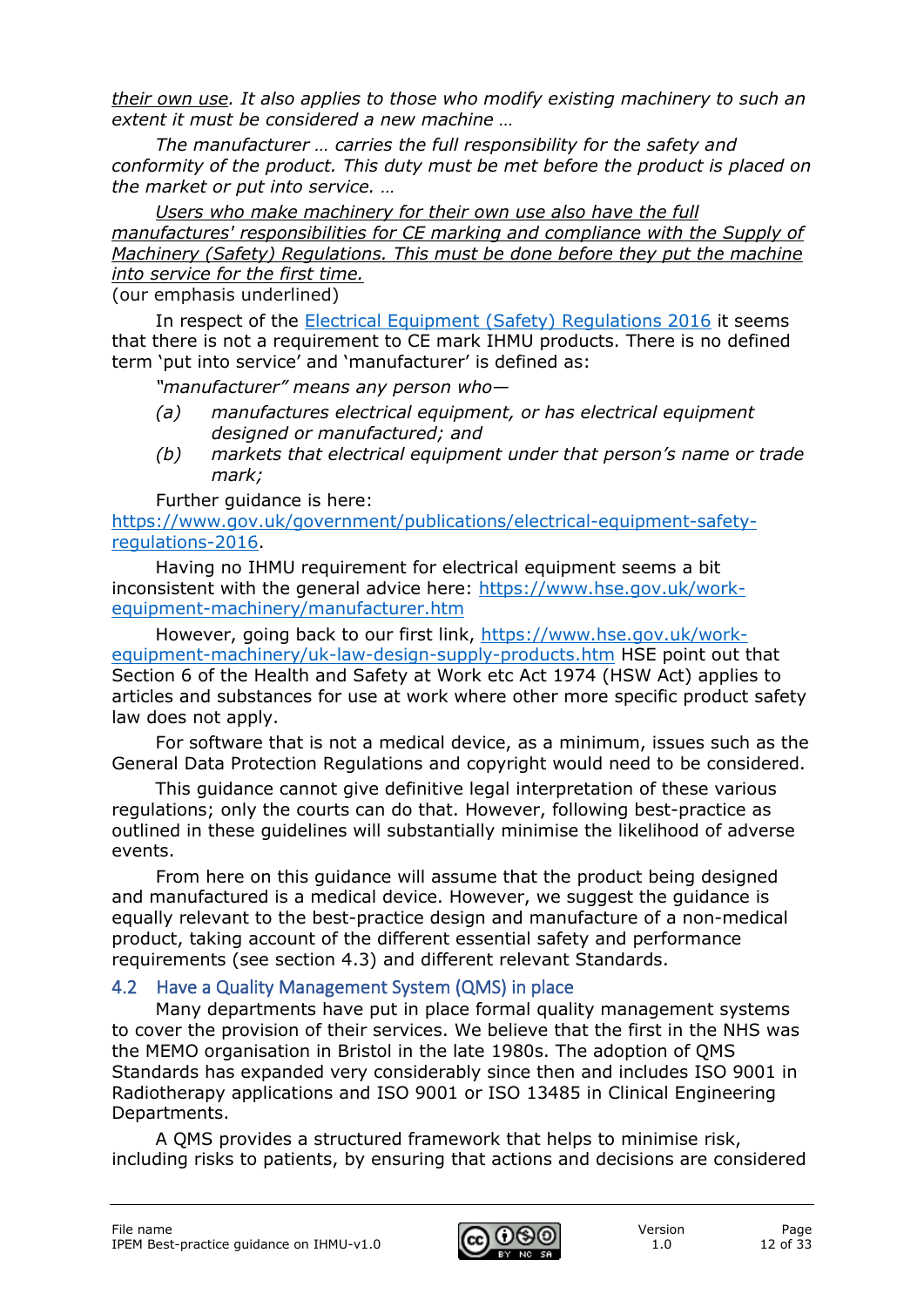*<u>their own use</u>. It also applies to those who modify existing machinery to such an extent it must be considered a new machine …*

*The manufacturer … carries the full responsibility for the safety and conformity of the product. This duty must be met before the product is placed on the market or put into service. …*

*<u>Users who make machinery for their own use also have the full manufacturers' responsibilities for CE marking and compliance with the Supply of Machinery (Safety) Regulations. This must be done before they put the machine into service for the first time.</u>*

(our emphasis underlined)

In respect of the [Electrical Equipment (Safety) Regulations 2016](https://www.legislation.gov.uk/uksi/2016/1101) it seems that there is not a requirement to CE mark IHMU products. There is no defined term 'put into service' and 'manufacturer' is defined as:

*"manufacturer" means any person who—*

*(a) manufactures electrical equipment, or has electrical equipment designed or manufactured; and*

*(b) markets that electrical equipment under that person's name or trade mark;*

Further guidance is here: [https://www.gov.uk/government/publications/electrical-equipment-safety-regulations-2016](https://www.gov.uk/government/publications/electrical-equipment-safety-regulations-2016).

Having no IHMU requirement for electrical equipment seems a bit inconsistent with the general advice here: [https://www.hse.gov.uk/work-equipment-machinery/manufacturer.htm](https://www.hse.gov.uk/work-equipment-machinery/manufacturer.htm)

However, going back to our first link, [https://www.hse.gov.uk/work-equipment-machinery/uk-law-design-supply-products.htm](https://www.hse.gov.uk/work-equipment-machinery/uk-law-design-supply-products.htm) HSE point out that Section 6 of the Health and Safety at Work etc Act 1974 (HSW Act) applies to articles and substances for use at work where other more specific product safety law does not apply.

For software that is not a medical device, as a minimum, issues such as the General Data Protection Regulations and copyright would need to be considered.

This guidance cannot give definitive legal interpretation of these various regulations; only the courts can do that. However, following best-practice as outlined in these guidelines will substantially minimise the likelihood of adverse events.

From here on this guidance will assume that the product being designed and manufactured is a medical device. However, we suggest the guidance is equally relevant to the best-practice design and manufacture of a non-medical product, taking account of the different essential safety and performance requirements (see section 4.3) and different relevant Standards.

## 4.2 Have a Quality Management System (QMS) in place

Many departments have put in place formal quality management systems to cover the provision of their services. We believe that the first in the NHS was the MEMO organisation in Bristol in the late 1980s. The adoption of QMS Standards has expanded very considerably since then and includes ISO 9001 in Radiotherapy applications and ISO 9001 or ISO 13485 in Clinical Engineering Departments.

A QMS provides a structured framework that helps to minimise risk, including risks to patients, by ensuring that actions and decisions are considered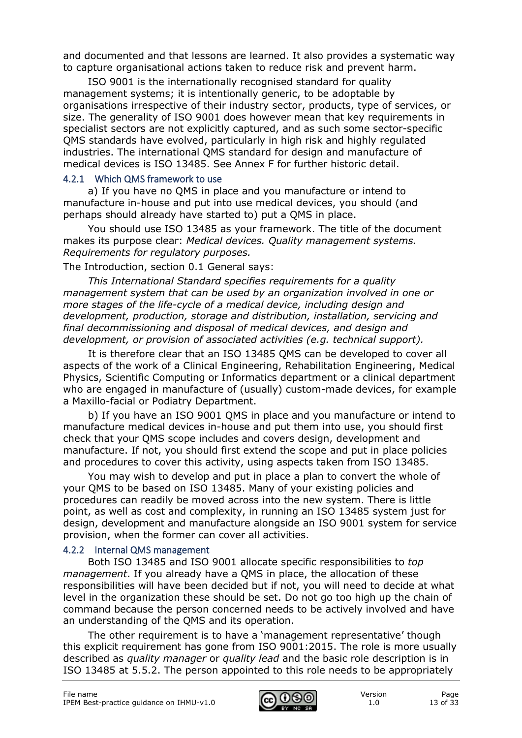and documented and that lessons are learned. It also provides a systematic way to capture organisational actions taken to reduce risk and prevent harm.

ISO 9001 is the internationally recognised standard for quality management systems; it is intentionally generic, to be adoptable by organisations irrespective of their industry sector, products, type of services, or size. The generality of ISO 9001 does however mean that key requirements in specialist sectors are not explicitly captured, and as such some sector-specific QMS standards have evolved, particularly in high risk and highly regulated industries. The international QMS standard for design and manufacture of medical devices is ISO 13485. See Annex F for further historic detail.

### 4.2.1 Which QMS framework to use

a) If you have no QMS in place and you manufacture or intend to manufacture in-house and put into use medical devices, you should (and perhaps should already have started to) put a QMS in place.

You should use ISO 13485 as your framework. The title of the document makes its purpose clear: *Medical devices. Quality management systems. Requirements for regulatory purposes.*

The Introduction, section 0.1 General says:

*This International Standard specifies requirements for a quality management system that can be used by an organization involved in one or more stages of the life-cycle of a medical device, including design and development, production, storage and distribution, installation, servicing and final decommissioning and disposal of medical devices, and design and development, or provision of associated activities (e.g. technical support).*

It is therefore clear that an ISO 13485 QMS can be developed to cover all aspects of the work of a Clinical Engineering, Rehabilitation Engineering, Medical Physics, Scientific Computing or Informatics department or a clinical department who are engaged in manufacture of (usually) custom-made devices, for example a Maxillo-facial or Podiatry Department.

b) If you have an ISO 9001 QMS in place and you manufacture or intend to manufacture medical devices in-house and put them into use, you should first check that your QMS scope includes and covers design, development and manufacture. If not, you should first extend the scope and put in place policies and procedures to cover this activity, using aspects taken from ISO 13485.

You may wish to develop and put in place a plan to convert the whole of your QMS to be based on ISO 13485. Many of your existing policies and procedures can readily be moved across into the new system. There is little point, as well as cost and complexity, in running an ISO 13485 system just for design, development and manufacture alongside an ISO 9001 system for service provision, when the former can cover all activities.

### 4.2.2 Internal QMS management

Both ISO 13485 and ISO 9001 allocate specific responsibilities to *top management*. If you already have a QMS in place, the allocation of these responsibilities will have been decided but if not, you will need to decide at what level in the organization these should be set. Do not go too high up the chain of command because the person concerned needs to be actively involved and have an understanding of the QMS and its operation.

The other requirement is to have a 'management representative' though this explicit requirement has gone from ISO 9001:2015. The role is more usually described as *quality manager* or *quality lead* and the basic role description is in ISO 13485 at 5.5.2. The person appointed to this role needs to be appropriately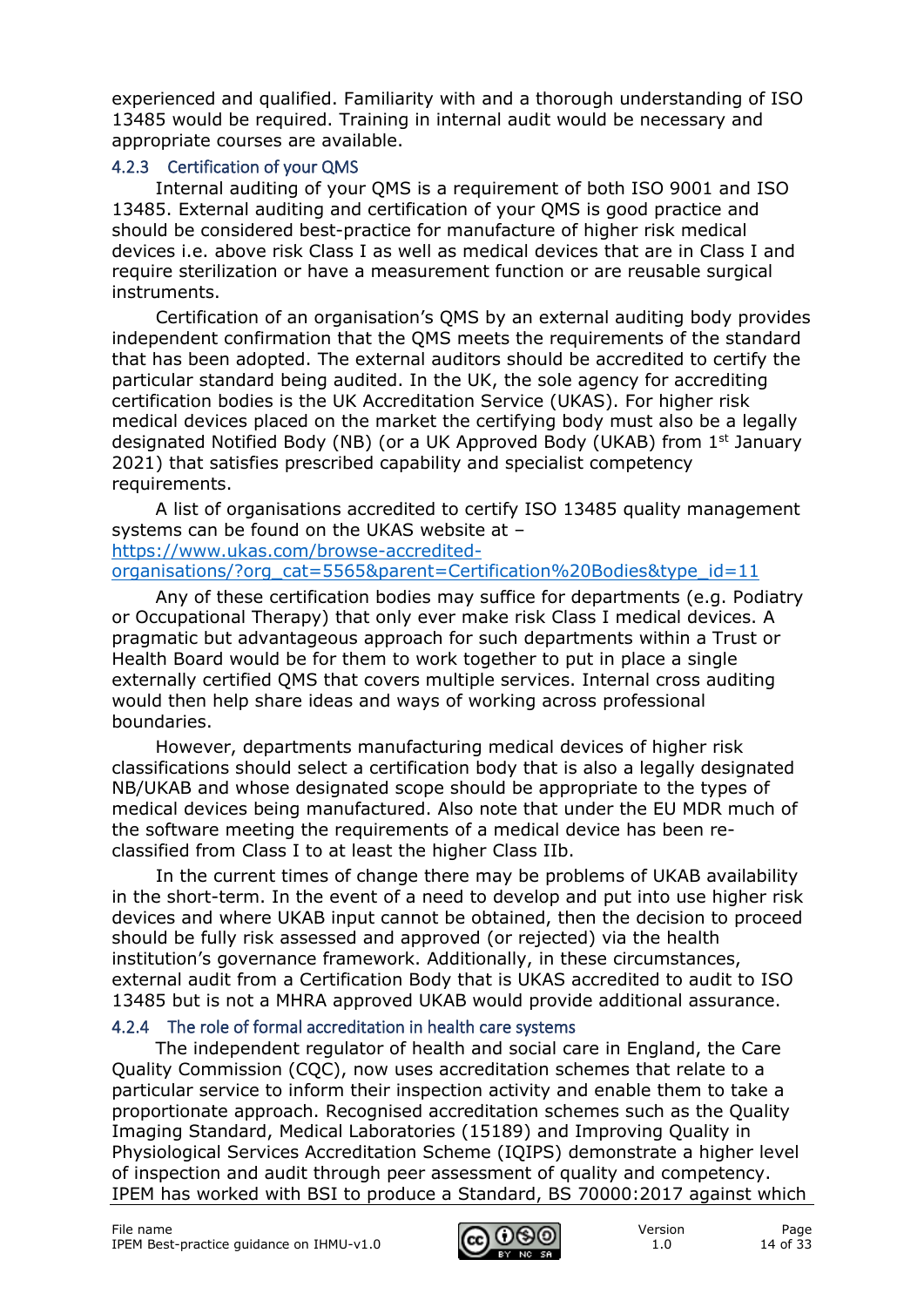experienced and qualified. Familiarity with and a thorough understanding of ISO 13485 would be required. Training in internal audit would be necessary and appropriate courses are available.

#### 4.2.3 Certification of your QMS

Internal auditing of your QMS is a requirement of both ISO 9001 and ISO 13485. External auditing and certification of your QMS is good practice and should be considered best-practice for manufacture of higher risk medical devices i.e. above risk Class I as well as medical devices that are in Class I and require sterilization or have a measurement function or are reusable surgical instruments.

Certification of an organisation's QMS by an external auditing body provides independent confirmation that the QMS meets the requirements of the standard that has been adopted. The external auditors should be accredited to certify the particular standard being audited. In the UK, the sole agency for accrediting certification bodies is the UK Accreditation Service (UKAS). For higher risk medical devices placed on the market the certifying body must also be a legally designated Notified Body (NB) (or a UK Approved Body (UKAB) from 1st January 2021) that satisfies prescribed capability and specialist competency requirements.

A list of organisations accredited to certify ISO 13485 quality management systems can be found on the UKAS website at – [https://www.ukas.com/browse-accredited-organisations/?org_cat=5565&parent=Certification%20Bodies&type_id=11](https://www.ukas.com/browse-accredited-organisations/?org_cat=5565&parent=Certification%20Bodies&type_id=11)

Any of these certification bodies may suffice for departments (e.g. Podiatry or Occupational Therapy) that only ever make risk Class I medical devices. A pragmatic but advantageous approach for such departments within a Trust or Health Board would be for them to work together to put in place a single externally certified QMS that covers multiple services. Internal cross auditing would then help share ideas and ways of working across professional boundaries.

However, departments manufacturing medical devices of higher risk classifications should select a certification body that is also a legally designated NB/UKAB and whose designated scope should be appropriate to the types of medical devices being manufactured. Also note that under the EU MDR much of the software meeting the requirements of a medical device has been re-classified from Class I to at least the higher Class IIb.

In the current times of change there may be problems of UKAB availability in the short-term. In the event of a need to develop and put into use higher risk devices and where UKAB input cannot be obtained, then the decision to proceed should be fully risk assessed and approved (or rejected) via the health institution's governance framework. Additionally, in these circumstances, external audit from a Certification Body that is UKAS accredited to audit to ISO 13485 but is not a MHRA approved UKAB would provide additional assurance.

#### 4.2.4 The role of formal accreditation in health care systems

The independent regulator of health and social care in England, the Care Quality Commission (CQC), now uses accreditation schemes that relate to a particular service to inform their inspection activity and enable them to take a proportionate approach. Recognised accreditation schemes such as the Quality Imaging Standard, Medical Laboratories (15189) and Improving Quality in Physiological Services Accreditation Scheme (IQIPS) demonstrate a higher level of inspection and audit through peer assessment of quality and competency. IPEM has worked with BSI to produce a Standard, BS 70000:2017 against which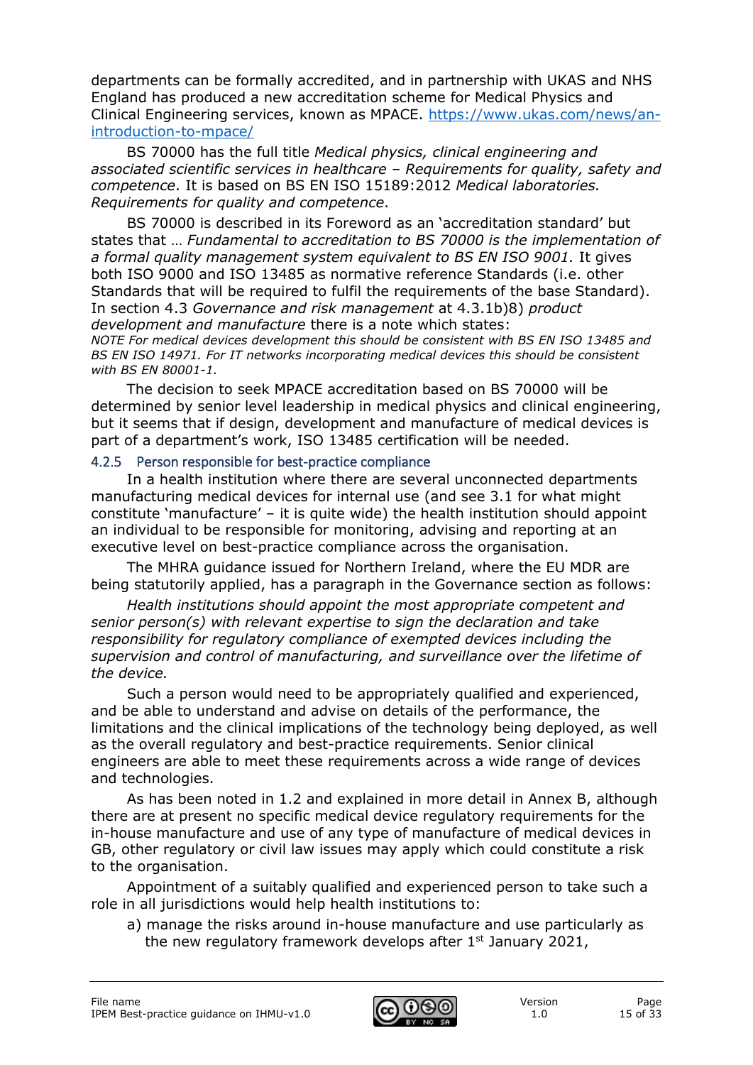departments can be formally accredited, and in partnership with UKAS and NHS England has produced a new accreditation scheme for Medical Physics and Clinical Engineering services, known as MPACE. [https://www.ukas.com/news/an-introduction-to-mpace/](https://www.ukas.com/news/an-introduction-to-mpace/)

BS 70000 has the full title *Medical physics, clinical engineering and associated scientific services in healthcare – Requirements for quality, safety and competence*. It is based on BS EN ISO 15189:2012 *Medical laboratories. Requirements for quality and competence*.

BS 70000 is described in its Foreword as an 'accreditation standard' but states that … *Fundamental to accreditation to BS 70000 is the implementation of a formal quality management system equivalent to BS EN ISO 9001.* It gives both ISO 9000 and ISO 13485 as normative reference Standards (i.e. other Standards that will be required to fulfil the requirements of the base Standard). In section 4.3 *Governance and risk management* at 4.3.1b)8) *product development and manufacture* there is a note which states:

*NOTE For medical devices development this should be consistent with BS EN ISO 13485 and BS EN ISO 14971. For IT networks incorporating medical devices this should be consistent with BS EN 80001-1.*

The decision to seek MPACE accreditation based on BS 70000 will be determined by senior level leadership in medical physics and clinical engineering, but it seems that if design, development and manufacture of medical devices is part of a department's work, ISO 13485 certification will be needed.

### 4.2.5 Person responsible for best-practice compliance

In a health institution where there are several unconnected departments manufacturing medical devices for internal use (and see 3.1 for what might constitute 'manufacture' – it is quite wide) the health institution should appoint an individual to be responsible for monitoring, advising and reporting at an executive level on best-practice compliance across the organisation.

The MHRA guidance issued for Northern Ireland, where the EU MDR are being statutorily applied, has a paragraph in the Governance section as follows:

*Health institutions should appoint the most appropriate competent and senior person(s) with relevant expertise to sign the declaration and take responsibility for regulatory compliance of exempted devices including the supervision and control of manufacturing, and surveillance over the lifetime of the device.*

Such a person would need to be appropriately qualified and experienced, and be able to understand and advise on details of the performance, the limitations and the clinical implications of the technology being deployed, as well as the overall regulatory and best-practice requirements. Senior clinical engineers are able to meet these requirements across a wide range of devices and technologies.

As has been noted in 1.2 and explained in more detail in Annex B, although there are at present no specific medical device regulatory requirements for the in-house manufacture and use of any type of manufacture of medical devices in GB, other regulatory or civil law issues may apply which could constitute a risk to the organisation.

Appointment of a suitably qualified and experienced person to take such a role in all jurisdictions would help health institutions to:

a) manage the risks around in-house manufacture and use particularly as the new regulatory framework develops after 1st January 2021,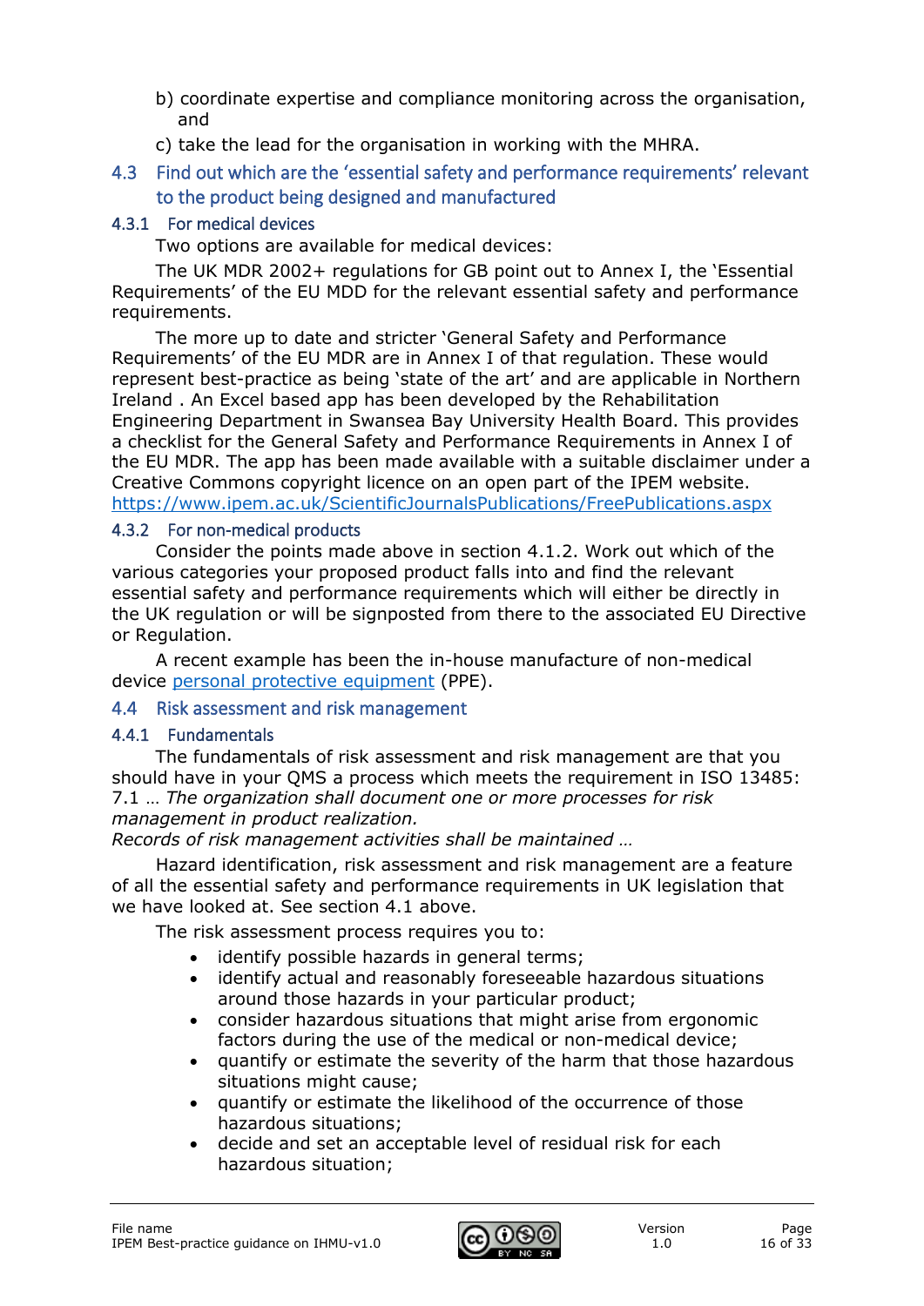b) coordinate expertise and compliance monitoring across the organisation, and

c) take the lead for the organisation in working with the MHRA.

## 4.3 Find out which are the 'essential safety and performance requirements' relevant to the product being designed and manufactured

### 4.3.1 For medical devices

Two options are available for medical devices:

The UK MDR 2002+ regulations for GB point out to Annex I, the 'Essential Requirements' of the EU MDD for the relevant essential safety and performance requirements.

The more up to date and stricter 'General Safety and Performance Requirements' of the EU MDR are in Annex I of that regulation. These would represent best-practice as being 'state of the art' and are applicable in Northern Ireland . An Excel based app has been developed by the Rehabilitation Engineering Department in Swansea Bay University Health Board. This provides a checklist for the General Safety and Performance Requirements in Annex I of the EU MDR. The app has been made available with a suitable disclaimer under a Creative Commons copyright licence on an open part of the IPEM website. [https://www.ipem.ac.uk/ScientificJournalsPublications/FreePublications.aspx](https://www.ipem.ac.uk/ScientificJournalsPublications/FreePublications.aspx)

### 4.3.2 For non-medical products

Consider the points made above in section 4.1.2. Work out which of the various categories your proposed product falls into and find the relevant essential safety and performance requirements which will either be directly in the UK regulation or will be signposted from there to the associated EU Directive or Regulation.

A recent example has been the in-house manufacture of non-medical device personal protective equipment (PPE).

## 4.4 Risk assessment and risk management

### 4.4.1 Fundamentals

The fundamentals of risk assessment and risk management are that you should have in your QMS a process which meets the requirement in ISO 13485: 7.1 … *The organization shall document one or more processes for risk management in product realization.*
*Records of risk management activities shall be maintained …*

Hazard identification, risk assessment and risk management are a feature of all the essential safety and performance requirements in UK legislation that we have looked at. See section 4.1 above.

The risk assessment process requires you to:

- identify possible hazards in general terms;
- identify actual and reasonably foreseeable hazardous situations around those hazards in your particular product;
- consider hazardous situations that might arise from ergonomic factors during the use of the medical or non-medical device;
- quantify or estimate the severity of the harm that those hazardous situations might cause;
- quantify or estimate the likelihood of the occurrence of those hazardous situations;
- decide and set an acceptable level of residual risk for each hazardous situation;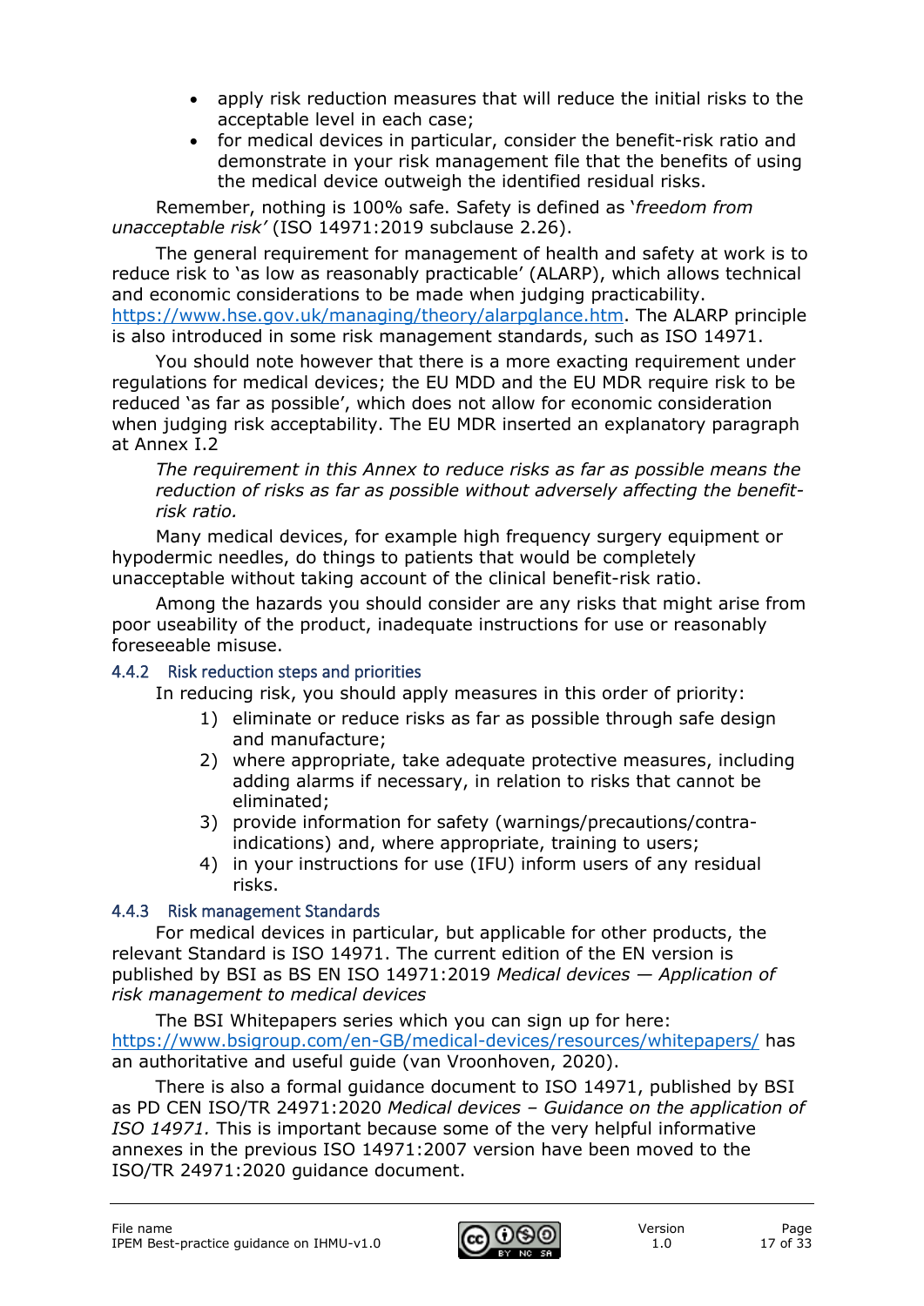- apply risk reduction measures that will reduce the initial risks to the acceptable level in each case;
- for medical devices in particular, consider the benefit-risk ratio and demonstrate in your risk management file that the benefits of using the medical device outweigh the identified residual risks.

Remember, nothing is 100% safe. Safety is defined as '*freedom from unacceptable risk*' (ISO 14971:2019 subclause 2.26).

The general requirement for management of health and safety at work is to reduce risk to 'as low as reasonably practicable' (ALARP), which allows technical and economic considerations to be made when judging practicability. https://www.hse.gov.uk/managing/theory/alarpglance.htm. The ALARP principle is also introduced in some risk management standards, such as ISO 14971.

You should note however that there is a more exacting requirement under regulations for medical devices; the EU MDD and the EU MDR require risk to be reduced 'as far as possible', which does not allow for economic consideration when judging risk acceptability. The EU MDR inserted an explanatory paragraph at Annex I.2

*The requirement in this Annex to reduce risks as far as possible means the reduction of risks as far as possible without adversely affecting the benefit-risk ratio.*

Many medical devices, for example high frequency surgery equipment or hypodermic needles, do things to patients that would be completely unacceptable without taking account of the clinical benefit-risk ratio.

Among the hazards you should consider are any risks that might arise from poor useability of the product, inadequate instructions for use or reasonably foreseeable misuse.

### 4.4.2 Risk reduction steps and priorities

In reducing risk, you should apply measures in this order of priority:

1) eliminate or reduce risks as far as possible through safe design and manufacture;
2) where appropriate, take adequate protective measures, including adding alarms if necessary, in relation to risks that cannot be eliminated;
3) provide information for safety (warnings/precautions/contra-indications) and, where appropriate, training to users;
4) in your instructions for use (IFU) inform users of any residual risks.

### 4.4.3 Risk management Standards

For medical devices in particular, but applicable for other products, the relevant Standard is ISO 14971. The current edition of the EN version is published by BSI as BS EN ISO 14971:2019 *Medical devices — Application of risk management to medical devices*

The BSI Whitepapers series which you can sign up for here: https://www.bsigroup.com/en-GB/medical-devices/resources/whitepapers/ has an authoritative and useful guide (van Vroonhoven, 2020).

There is also a formal guidance document to ISO 14971, published by BSI as PD CEN ISO/TR 24971:2020 *Medical devices – Guidance on the application of ISO 14971.* This is important because some of the very helpful informative annexes in the previous ISO 14971:2007 version have been moved to the ISO/TR 24971:2020 guidance document.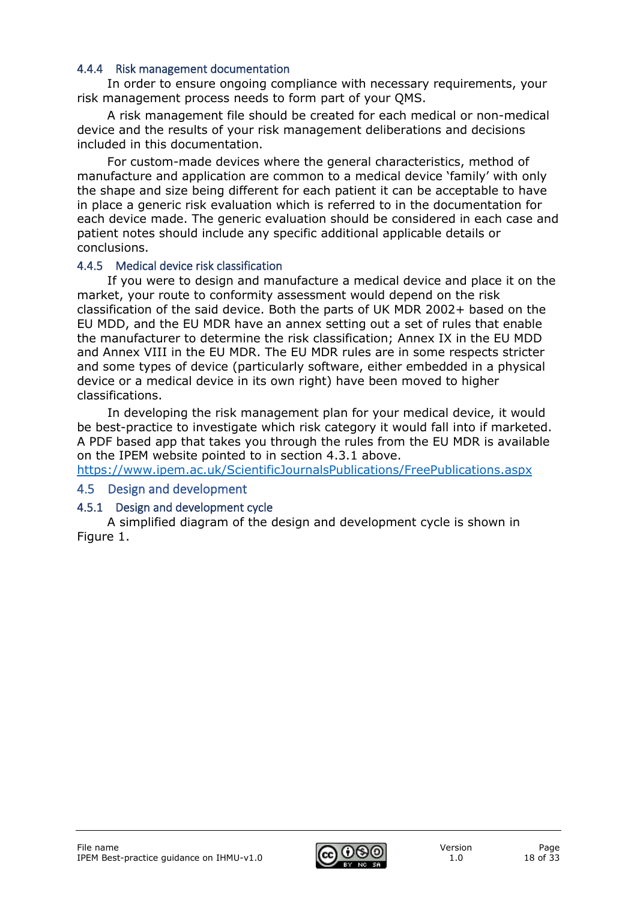#### 4.4.4 Risk management documentation

In order to ensure ongoing compliance with necessary requirements, your risk management process needs to form part of your QMS.

A risk management file should be created for each medical or non-medical device and the results of your risk management deliberations and decisions included in this documentation.

For custom-made devices where the general characteristics, method of manufacture and application are common to a medical device 'family' with only the shape and size being different for each patient it can be acceptable to have in place a generic risk evaluation which is referred to in the documentation for each device made. The generic evaluation should be considered in each case and patient notes should include any specific additional applicable details or conclusions.

#### 4.4.5 Medical device risk classification

If you were to design and manufacture a medical device and place it on the market, your route to conformity assessment would depend on the risk classification of the said device. Both the parts of UK MDR 2002+ based on the EU MDD, and the EU MDR have an annex setting out a set of rules that enable the manufacturer to determine the risk classification; Annex IX in the EU MDD and Annex VIII in the EU MDR. The EU MDR rules are in some respects stricter and some types of device (particularly software, either embedded in a physical device or a medical device in its own right) have been moved to higher classifications.

In developing the risk management plan for your medical device, it would be best-practice to investigate which risk category it would fall into if marketed. A PDF based app that takes you through the rules from the EU MDR is available on the IPEM website pointed to in section 4.3.1 above.
https://www.ipem.ac.uk/ScientificJournalsPublications/FreePublications.aspx

### 4.5 Design and development

#### 4.5.1 Design and development cycle

A simplified diagram of the design and development cycle is shown in Figure 1.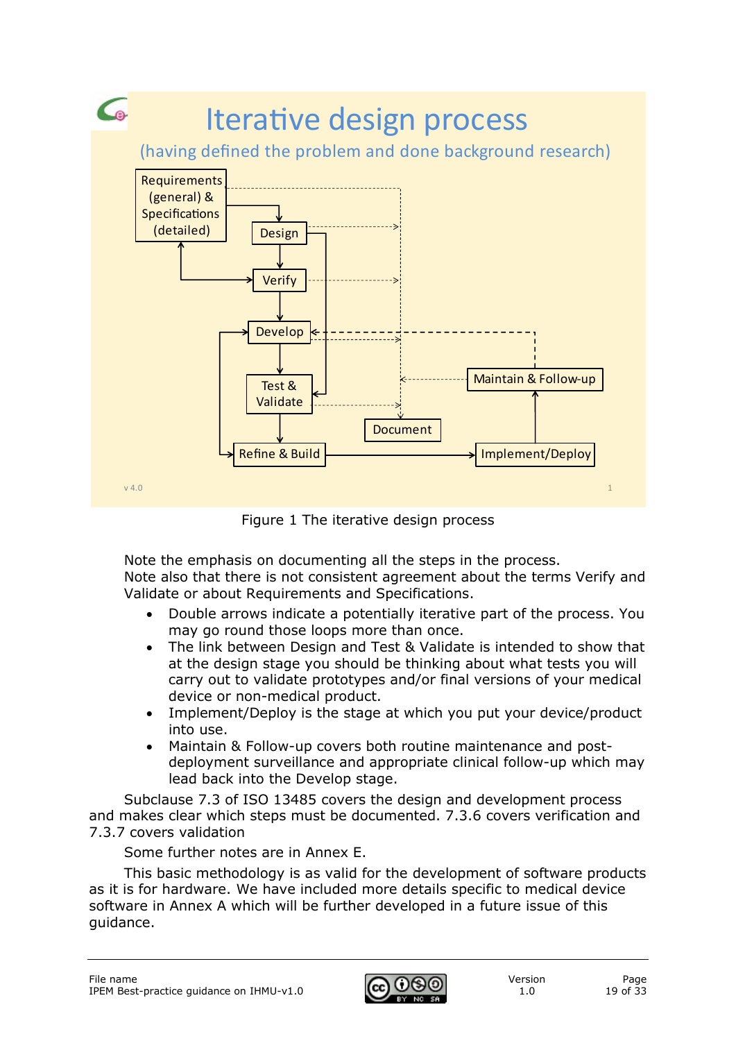Figure 1 The iterative design process

Note the emphasis on documenting all the steps in the process.
Note also that there is not consistent agreement about the terms Verify and Validate or about Requirements and Specifications.

- Double arrows indicate a potentially iterative part of the process. You may go round those loops more than once.
- The link between Design and Test & Validate is intended to show that at the design stage you should be thinking about what tests you will carry out to validate prototypes and/or final versions of your medical device or non-medical product.
- Implement/Deploy is the stage at which you put your device/product into use.
- Maintain & Follow-up covers both routine maintenance and post-deployment surveillance and appropriate clinical follow-up which may lead back into the Develop stage.

Subclause 7.3 of ISO 13485 covers the design and development process and makes clear which steps must be documented. 7.3.6 covers verification and 7.3.7 covers validation

Some further notes are in Annex E.

This basic methodology is as valid for the development of software products as it is for hardware. We have included more details specific to medical device software in Annex A which will be further developed in a future issue of this guidance.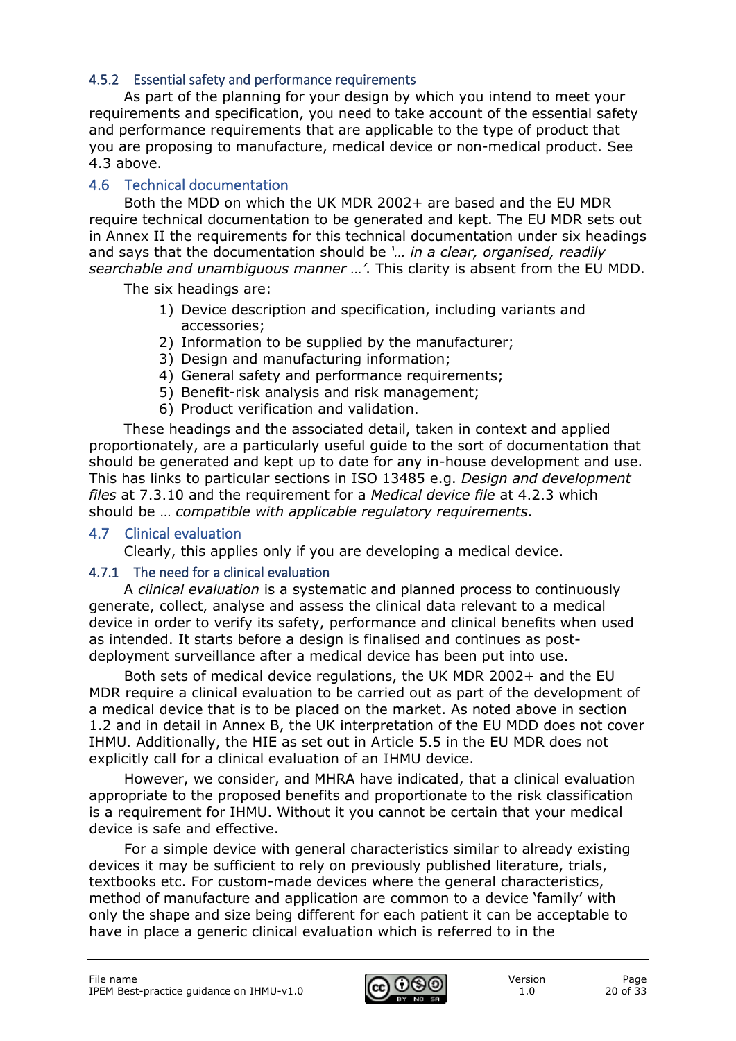#### 4.5.2 Essential safety and performance requirements

As part of the planning for your design by which you intend to meet your requirements and specification, you need to take account of the essential safety and performance requirements that are applicable to the type of product that you are proposing to manufacture, medical device or non-medical product. See 4.3 above.

### 4.6 Technical documentation

Both the MDD on which the UK MDR 2002+ are based and the EU MDR require technical documentation to be generated and kept. The EU MDR sets out in Annex II the requirements for this technical documentation under six headings and says that the documentation should be '*… in a clear, organised, readily searchable and unambiguous manner …*'. This clarity is absent from the EU MDD.

The six headings are:

1) Device description and specification, including variants and accessories;
2) Information to be supplied by the manufacturer;
3) Design and manufacturing information;
4) General safety and performance requirements;
5) Benefit-risk analysis and risk management;
6) Product verification and validation.

These headings and the associated detail, taken in context and applied proportionately, are a particularly useful guide to the sort of documentation that should be generated and kept up to date for any in-house development and use. This has links to particular sections in ISO 13485 e.g. *Design and development files* at 7.3.10 and the requirement for a *Medical device file* at 4.2.3 which should be … *compatible with applicable regulatory requirements*.

### 4.7 Clinical evaluation

Clearly, this applies only if you are developing a medical device.

#### 4.7.1 The need for a clinical evaluation

A *clinical evaluation* is a systematic and planned process to continuously generate, collect, analyse and assess the clinical data relevant to a medical device in order to verify its safety, performance and clinical benefits when used as intended. It starts before a design is finalised and continues as post-deployment surveillance after a medical device has been put into use.

Both sets of medical device regulations, the UK MDR 2002+ and the EU MDR require a clinical evaluation to be carried out as part of the development of a medical device that is to be placed on the market. As noted above in section 1.2 and in detail in Annex B, the UK interpretation of the EU MDD does not cover IHMU. Additionally, the HIE as set out in Article 5.5 in the EU MDR does not explicitly call for a clinical evaluation of an IHMU device.

However, we consider, and MHRA have indicated, that a clinical evaluation appropriate to the proposed benefits and proportionate to the risk classification is a requirement for IHMU. Without it you cannot be certain that your medical device is safe and effective.

For a simple device with general characteristics similar to already existing devices it may be sufficient to rely on previously published literature, trials, textbooks etc. For custom-made devices where the general characteristics, method of manufacture and application are common to a device 'family' with only the shape and size being different for each patient it can be acceptable to have in place a generic clinical evaluation which is referred to in the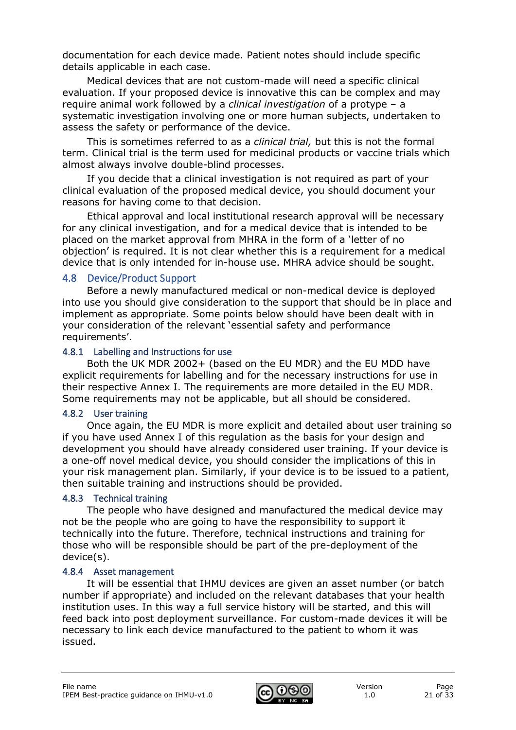documentation for each device made. Patient notes should include specific details applicable in each case.

Medical devices that are not custom-made will need a specific clinical evaluation. If your proposed device is innovative this can be complex and may require animal work followed by a *clinical investigation* of a protype – a systematic investigation involving one or more human subjects, undertaken to assess the safety or performance of the device.

This is sometimes referred to as a *clinical trial,* but this is not the formal term. Clinical trial is the term used for medicinal products or vaccine trials which almost always involve double-blind processes.

If you decide that a clinical investigation is not required as part of your clinical evaluation of the proposed medical device, you should document your reasons for having come to that decision.

Ethical approval and local institutional research approval will be necessary for any clinical investigation, and for a medical device that is intended to be placed on the market approval from MHRA in the form of a 'letter of no objection' is required. It is not clear whether this is a requirement for a medical device that is only intended for in-house use. MHRA advice should be sought.

## 4.8 Device/Product Support

Before a newly manufactured medical or non-medical device is deployed into use you should give consideration to the support that should be in place and implement as appropriate. Some points below should have been dealt with in your consideration of the relevant 'essential safety and performance requirements'.

### 4.8.1 Labelling and Instructions for use

Both the UK MDR 2002+ (based on the EU MDR) and the EU MDD have explicit requirements for labelling and for the necessary instructions for use in their respective Annex I. The requirements are more detailed in the EU MDR. Some requirements may not be applicable, but all should be considered.

### 4.8.2 User training

Once again, the EU MDR is more explicit and detailed about user training so if you have used Annex I of this regulation as the basis for your design and development you should have already considered user training. If your device is a one-off novel medical device, you should consider the implications of this in your risk management plan. Similarly, if your device is to be issued to a patient, then suitable training and instructions should be provided.

### 4.8.3 Technical training

The people who have designed and manufactured the medical device may not be the people who are going to have the responsibility to support it technically into the future. Therefore, technical instructions and training for those who will be responsible should be part of the pre-deployment of the device(s).

### 4.8.4 Asset management

It will be essential that IHMU devices are given an asset number (or batch number if appropriate) and included on the relevant databases that your health institution uses. In this way a full service history will be started, and this will feed back into post deployment surveillance. For custom-made devices it will be necessary to link each device manufactured to the patient to whom it was issued.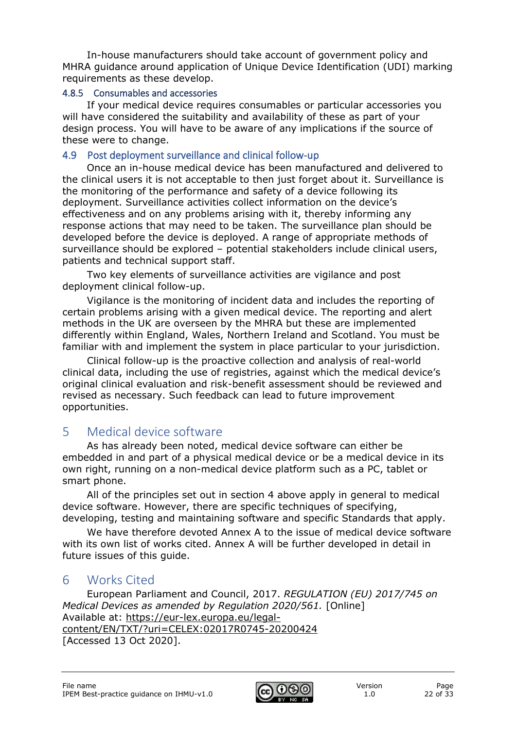In-house manufacturers should take account of government policy and MHRA guidance around application of Unique Device Identification (UDI) marking requirements as these develop.

#### 4.8.5 Consumables and accessories

If your medical device requires consumables or particular accessories you will have considered the suitability and availability of these as part of your design process. You will have to be aware of any implications if the source of these were to change.

### 4.9 Post deployment surveillance and clinical follow-up

Once an in-house medical device has been manufactured and delivered to the clinical users it is not acceptable to then just forget about it. Surveillance is the monitoring of the performance and safety of a device following its deployment. Surveillance activities collect information on the device's effectiveness and on any problems arising with it, thereby informing any response actions that may need to be taken. The surveillance plan should be developed before the device is deployed. A range of appropriate methods of surveillance should be explored – potential stakeholders include clinical users, patients and technical support staff.

Two key elements of surveillance activities are vigilance and post deployment clinical follow-up.

Vigilance is the monitoring of incident data and includes the reporting of certain problems arising with a given medical device. The reporting and alert methods in the UK are overseen by the MHRA but these are implemented differently within England, Wales, Northern Ireland and Scotland. You must be familiar with and implement the system in place particular to your jurisdiction.

Clinical follow-up is the proactive collection and analysis of real-world clinical data, including the use of registries, against which the medical device's original clinical evaluation and risk-benefit assessment should be reviewed and revised as necessary. Such feedback can lead to future improvement opportunities.

## 5 Medical device software

As has already been noted, medical device software can either be embedded in and part of a physical medical device or be a medical device in its own right, running on a non-medical device platform such as a PC, tablet or smart phone.

All of the principles set out in section 4 above apply in general to medical device software. However, there are specific techniques of specifying, developing, testing and maintaining software and specific Standards that apply.

We have therefore devoted Annex A to the issue of medical device software with its own list of works cited. Annex A will be further developed in detail in future issues of this guide.

## 6 Works Cited

European Parliament and Council, 2017. *REGULATION (EU) 2017/745 on Medical Devices as amended by Regulation 2020/561.* [Online] Available at: https://eur-lex.europa.eu/legal-content/EN/TXT/?uri=CELEX:02017R0745-20200424 [Accessed 13 Oct 2020].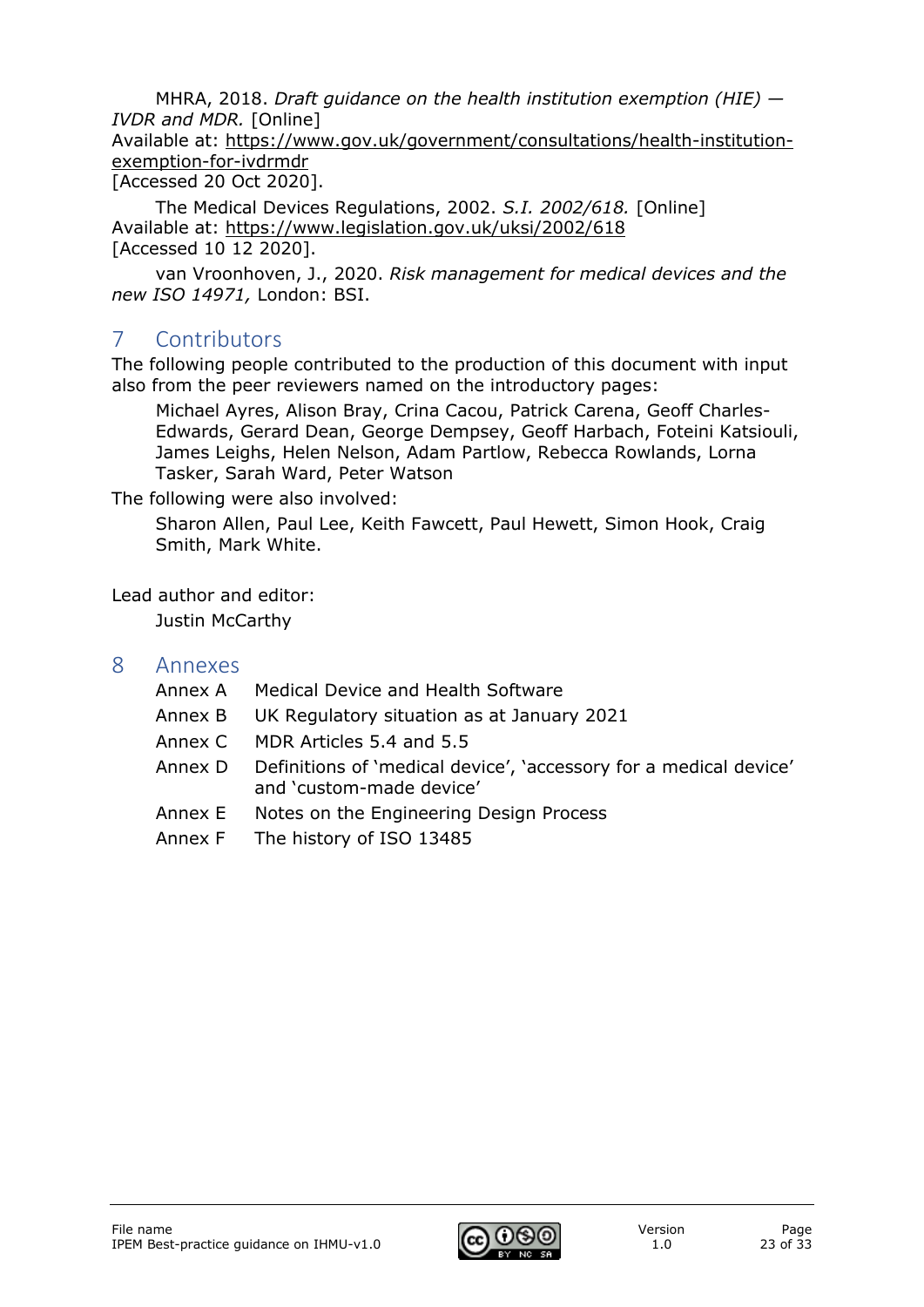MHRA, 2018. *Draft guidance on the health institution exemption (HIE) — IVDR and MDR.* [Online]
Available at: https://www.gov.uk/government/consultations/health-institution-exemption-for-ivdrmdr
[Accessed 20 Oct 2020].

The Medical Devices Regulations, 2002. *S.I. 2002/618.* [Online]
Available at: https://www.legislation.gov.uk/uksi/2002/618
[Accessed 10 12 2020].

van Vroonhoven, J., 2020. *Risk management for medical devices and the new ISO 14971,* London: BSI.

# 7 Contributors

The following people contributed to the production of this document with input also from the peer reviewers named on the introductory pages:

Michael Ayres, Alison Bray, Crina Cacou, Patrick Carena, Geoff Charles-Edwards, Gerard Dean, George Dempsey, Geoff Harbach, Foteini Katsiouli, James Leighs, Helen Nelson, Adam Partlow, Rebecca Rowlands, Lorna Tasker, Sarah Ward, Peter Watson

The following were also involved:

Sharon Allen, Paul Lee, Keith Fawcett, Paul Hewett, Simon Hook, Craig Smith, Mark White.

Lead author and editor:

Justin McCarthy

# 8 Annexes

- Annex A Medical Device and Health Software
- Annex B UK Regulatory situation as at January 2021
- Annex C MDR Articles 5.4 and 5.5
- Annex D Definitions of 'medical device', 'accessory for a medical device' and 'custom-made device'
- Annex E Notes on the Engineering Design Process
- Annex F The history of ISO 13485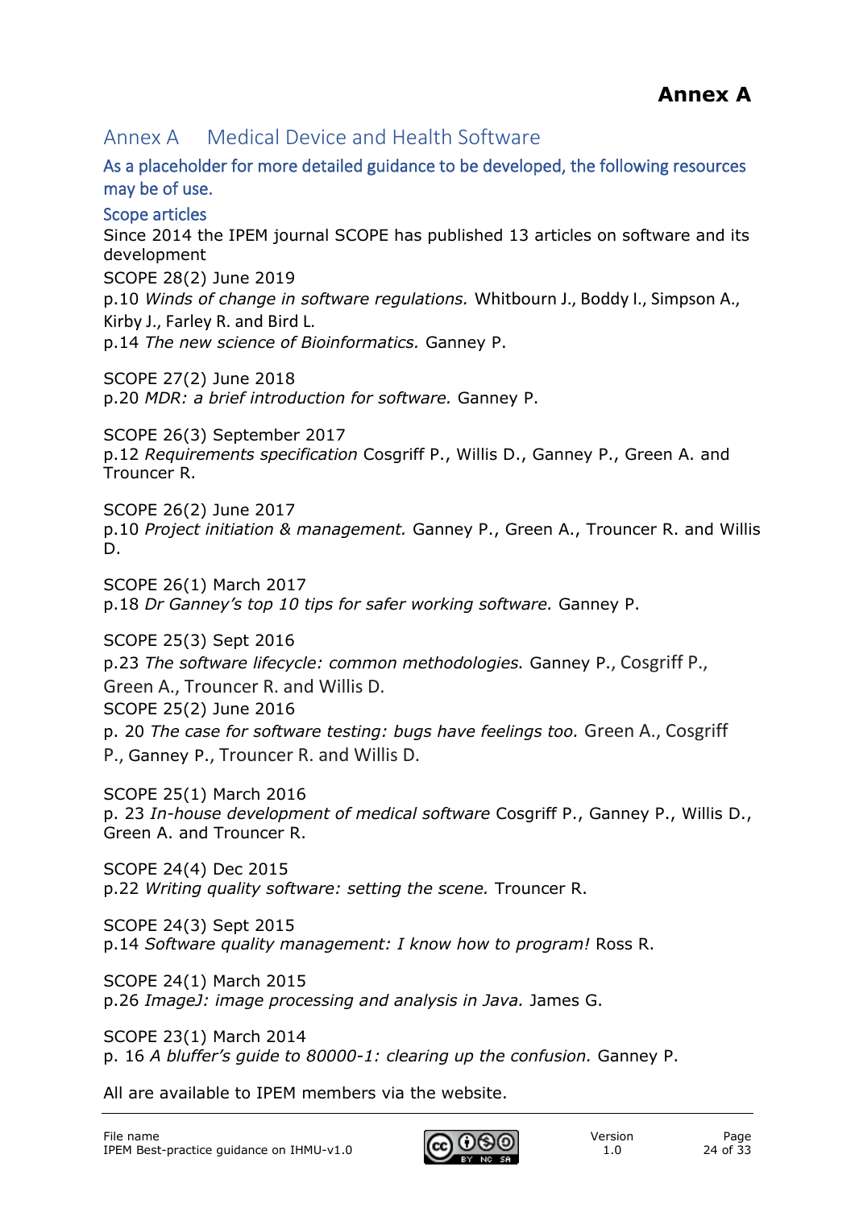# Annex A

## Annex A Medical Device and Health Software

### As a placeholder for more detailed guidance to be developed, the following resources may be of use.

#### Scope articles

Since 2014 the IPEM journal SCOPE has published 13 articles on software and its development

SCOPE 28(2) June 2019
p.10 *Winds of change in software regulations.* Whitbourn J., Boddy I., Simpson A., Kirby J., Farley R. and Bird L.
p.14 *The new science of Bioinformatics.* Ganney P.

SCOPE 27(2) June 2018
p.20 *MDR: a brief introduction for software.* Ganney P.

SCOPE 26(3) September 2017
p.12 *Requirements specification* Cosgriff P., Willis D., Ganney P., Green A. and Trouncer R.

SCOPE 26(2) June 2017
p.10 *Project initiation & management.* Ganney P., Green A., Trouncer R. and Willis D.

SCOPE 26(1) March 2017
p.18 *Dr Ganney's top 10 tips for safer working software.* Ganney P.

SCOPE 25(3) Sept 2016
p.23 *The software lifecycle: common methodologies.* Ganney P., Cosgriff P., Green A., Trouncer R. and Willis D.
SCOPE 25(2) June 2016
p. 20 *The case for software testing: bugs have feelings too.* Green A., Cosgriff P., Ganney P., Trouncer R. and Willis D.

SCOPE 25(1) March 2016
p. 23 *In-house development of medical software* Cosgriff P., Ganney P., Willis D., Green A. and Trouncer R.

SCOPE 24(4) Dec 2015
p.22 *Writing quality software: setting the scene.* Trouncer R.

SCOPE 24(3) Sept 2015
p.14 *Software quality management: I know how to program!* Ross R.

SCOPE 24(1) March 2015
p.26 *ImageJ: image processing and analysis in Java.* James G.

SCOPE 23(1) March 2014
p. 16 *A bluffer's guide to 80000-1: clearing up the confusion.* Ganney P.

All are available to IPEM members via the website.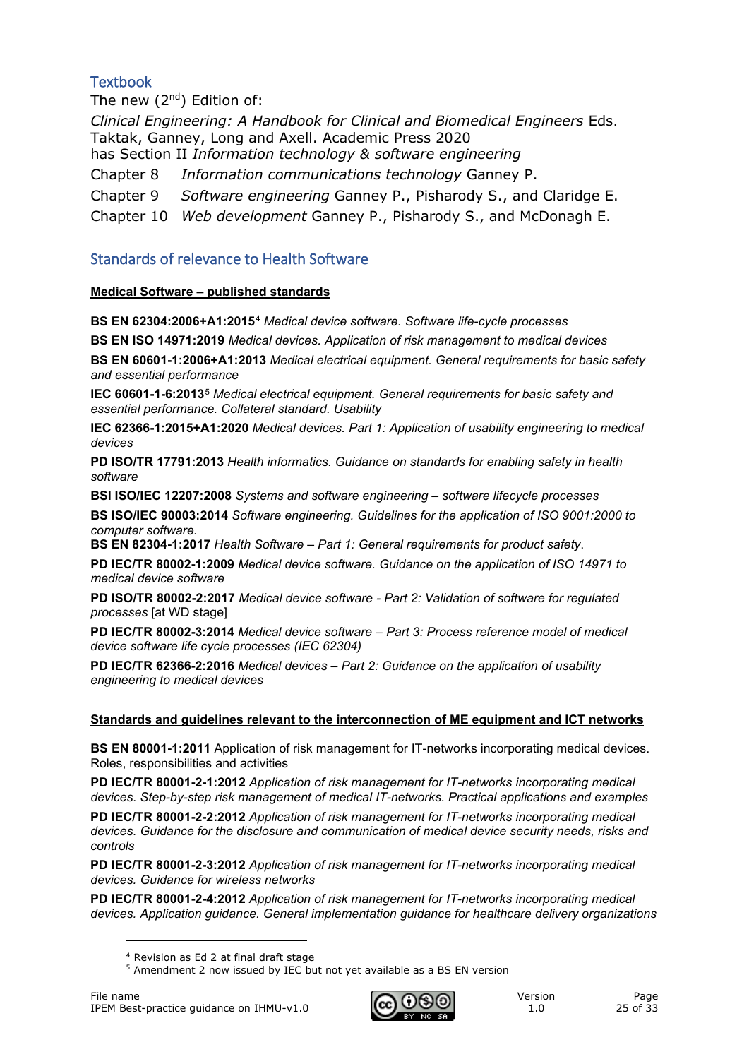## Textbook

The new (2nd) Edition of:

*Clinical Engineering: A Handbook for Clinical and Biomedical Engineers* Eds. Taktak, Ganney, Long and Axell. Academic Press 2020
has Section II *Information technology & software engineering*

Chapter 8 *Information communications technology* Ganney P.

Chapter 9 *Software engineering* Ganney P., Pisharody S., and Claridge E.

Chapter 10 *Web development* Ganney P., Pisharody S., and McDonagh E.

## Standards of relevance to Health Software

**Medical Software – published standards**

**BS EN 62304:2006+A1:2015**[4] *Medical device software. Software life-cycle processes*

**BS EN ISO 14971:2019** *Medical devices. Application of risk management to medical devices*

**BS EN 60601-1:2006+A1:2013** *Medical electrical equipment. General requirements for basic safety and essential performance*

**IEC 60601-1-6:2013**[5] *Medical electrical equipment. General requirements for basic safety and essential performance. Collateral standard. Usability*

**IEC 62366-1:2015+A1:2020** *Medical devices. Part 1: Application of usability engineering to medical devices*

**PD ISO/TR 17791:2013** *Health informatics. Guidance on standards for enabling safety in health software*

**BSI ISO/IEC 12207:2008** *Systems and software engineering – software lifecycle processes*

**BS ISO/IEC 90003:2014** *Software engineering. Guidelines for the application of ISO 9001:2000 to computer software.*

**BS EN 82304-1:2017** *Health Software – Part 1: General requirements for product safety.*

**PD IEC/TR 80002-1:2009** *Medical device software. Guidance on the application of ISO 14971 to medical device software*

**PD ISO/TR 80002-2:2017** *Medical device software - Part 2: Validation of software for regulated processes* [at WD stage]

**PD IEC/TR 80002-3:2014** *Medical device software – Part 3: Process reference model of medical device software life cycle processes (IEC 62304)*

**PD IEC/TR 62366-2:2016** *Medical devices – Part 2: Guidance on the application of usability engineering to medical devices*

**Standards and guidelines relevant to the interconnection of ME equipment and ICT networks**

**BS EN 80001-1:2011** Application of risk management for IT-networks incorporating medical devices. Roles, responsibilities and activities

**PD IEC/TR 80001-2-1:2012** *Application of risk management for IT-networks incorporating medical devices. Step-by-step risk management of medical IT-networks. Practical applications and examples*

**PD IEC/TR 80001-2-2:2012** *Application of risk management for IT-networks incorporating medical devices. Guidance for the disclosure and communication of medical device security needs, risks and controls*

**PD IEC/TR 80001-2-3:2012** *Application of risk management for IT-networks incorporating medical devices. Guidance for wireless networks*

**PD IEC/TR 80001-2-4:2012** *Application of risk management for IT-networks incorporating medical devices. Application guidance. General implementation guidance for healthcare delivery organizations*

[4] Revision as Ed 2 at final draft stage

[5] Amendment 2 now issued by IEC but not yet available as a BS EN version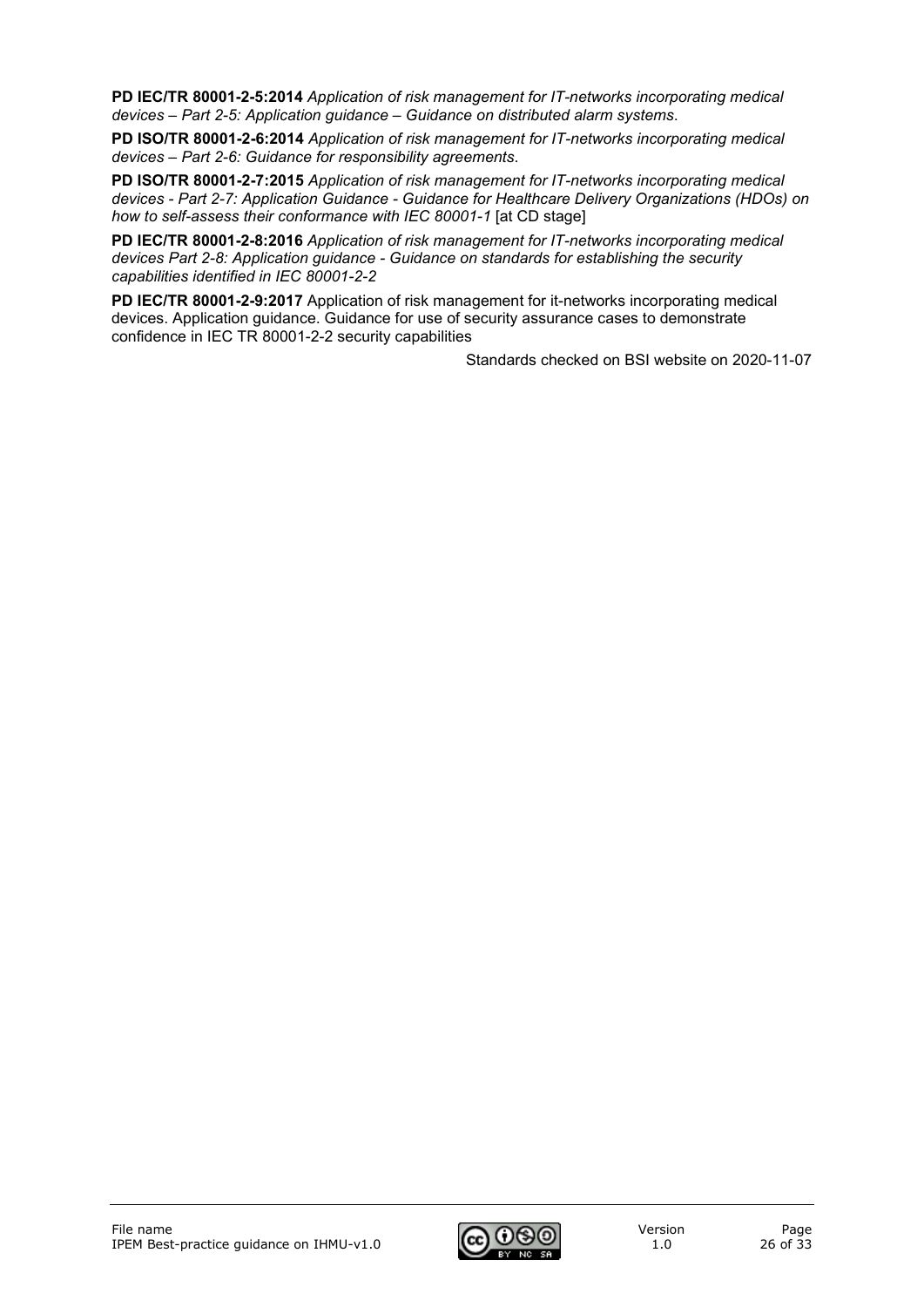**PD IEC/TR 80001-2-5:2014** *Application of risk management for IT-networks incorporating medical devices – Part 2-5: Application guidance – Guidance on distributed alarm systems*.

**PD ISO/TR 80001-2-6:2014** *Application of risk management for IT-networks incorporating medical devices – Part 2-6: Guidance for responsibility agreements*.

**PD ISO/TR 80001-2-7:2015** *Application of risk management for IT-networks incorporating medical devices - Part 2-7: Application Guidance - Guidance for Healthcare Delivery Organizations (HDOs) on how to self-assess their conformance with IEC 80001-1* [at CD stage]

**PD IEC/TR 80001-2-8:2016** *Application of risk management for IT-networks incorporating medical devices Part 2-8: Application guidance - Guidance on standards for establishing the security capabilities identified in IEC 80001-2-2*

**PD IEC/TR 80001-2-9:2017** Application of risk management for it-networks incorporating medical devices. Application guidance. Guidance for use of security assurance cases to demonstrate confidence in IEC TR 80001-2-2 security capabilities

Standards checked on BSI website on 2020-11-07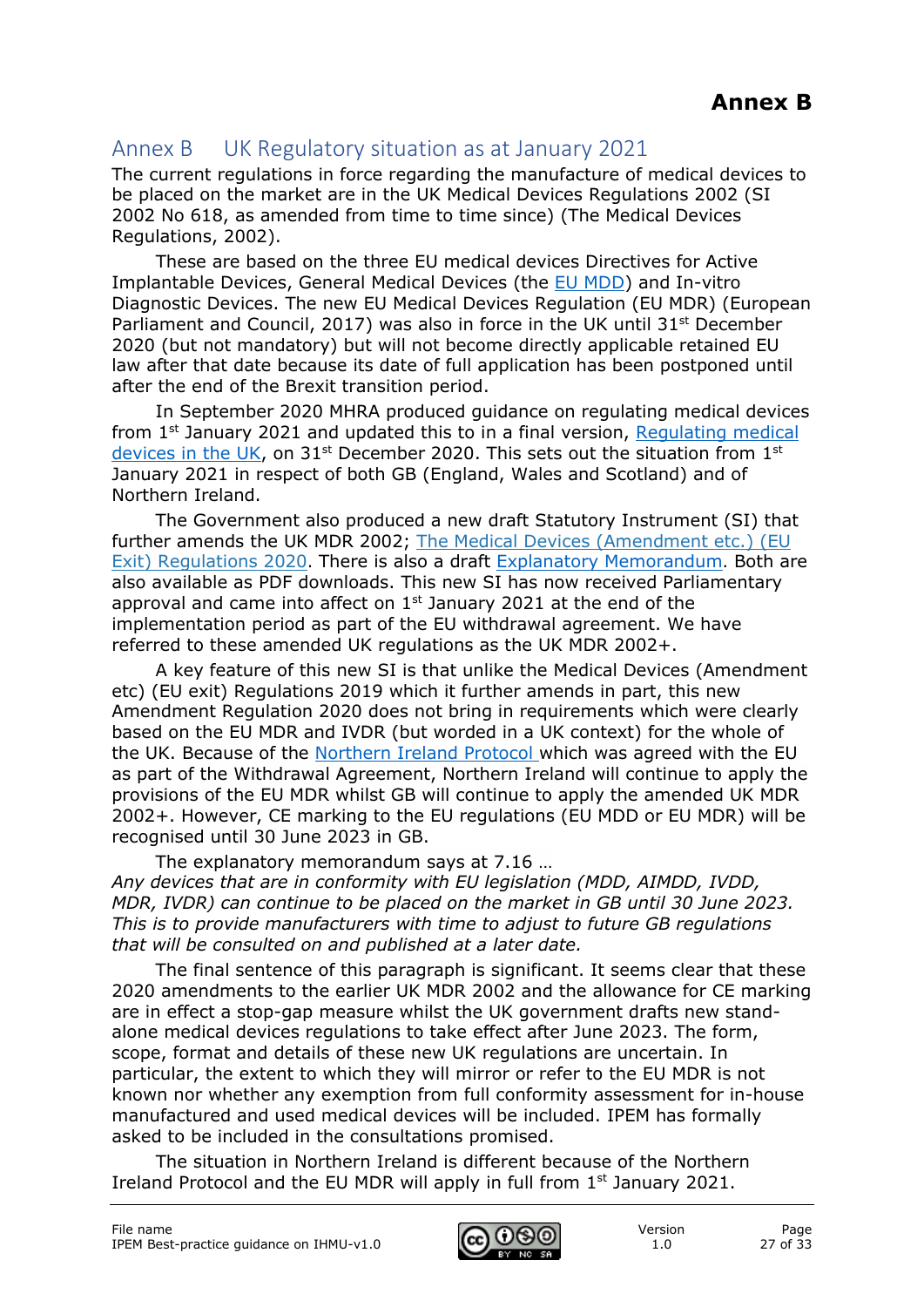# Annex B UK Regulatory situation as at January 2021

The current regulations in force regarding the manufacture of medical devices to be placed on the market are in the UK Medical Devices Regulations 2002 (SI 2002 No 618, as amended from time to time since) (The Medical Devices Regulations, 2002).

These are based on the three EU medical devices Directives for Active Implantable Devices, General Medical Devices (the EU MDD) and In-vitro Diagnostic Devices. The new EU Medical Devices Regulation (EU MDR) (European Parliament and Council, 2017) was also in force in the UK until 31st December 2020 (but not mandatory) but will not become directly applicable retained EU law after that date because its date of full application has been postponed until after the end of the Brexit transition period.

In September 2020 MHRA produced guidance on regulating medical devices from 1st January 2021 and updated this to in a final version, Regulating medical devices in the UK, on 31st December 2020. This sets out the situation from 1st January 2021 in respect of both GB (England, Wales and Scotland) and of Northern Ireland.

The Government also produced a new draft Statutory Instrument (SI) that further amends the UK MDR 2002; The Medical Devices (Amendment etc.) (EU Exit) Regulations 2020. There is also a draft Explanatory Memorandum. Both are also available as PDF downloads. This new SI has now received Parliamentary approval and came into affect on 1st January 2021 at the end of the implementation period as part of the EU withdrawal agreement. We have referred to these amended UK regulations as the UK MDR 2002+.

A key feature of this new SI is that unlike the Medical Devices (Amendment etc) (EU exit) Regulations 2019 which it further amends in part, this new Amendment Regulation 2020 does not bring in requirements which were clearly based on the EU MDR and IVDR (but worded in a UK context) for the whole of the UK. Because of the Northern Ireland Protocol which was agreed with the EU as part of the Withdrawal Agreement, Northern Ireland will continue to apply the provisions of the EU MDR whilst GB will continue to apply the amended UK MDR 2002+. However, CE marking to the EU regulations (EU MDD or EU MDR) will be recognised until 30 June 2023 in GB.

The explanatory memorandum says at 7.16 …

*Any devices that are in conformity with EU legislation (MDD, AIMDD, IVDD, MDR, IVDR) can continue to be placed on the market in GB until 30 June 2023. This is to provide manufacturers with time to adjust to future GB regulations that will be consulted on and published at a later date.*

The final sentence of this paragraph is significant. It seems clear that these 2020 amendments to the earlier UK MDR 2002 and the allowance for CE marking are in effect a stop-gap measure whilst the UK government drafts new stand-alone medical devices regulations to take effect after June 2023. The form, scope, format and details of these new UK regulations are uncertain. In particular, the extent to which they will mirror or refer to the EU MDR is not known nor whether any exemption from full conformity assessment for in-house manufactured and used medical devices will be included. IPEM has formally asked to be included in the consultations promised.

The situation in Northern Ireland is different because of the Northern Ireland Protocol and the EU MDR will apply in full from 1st January 2021.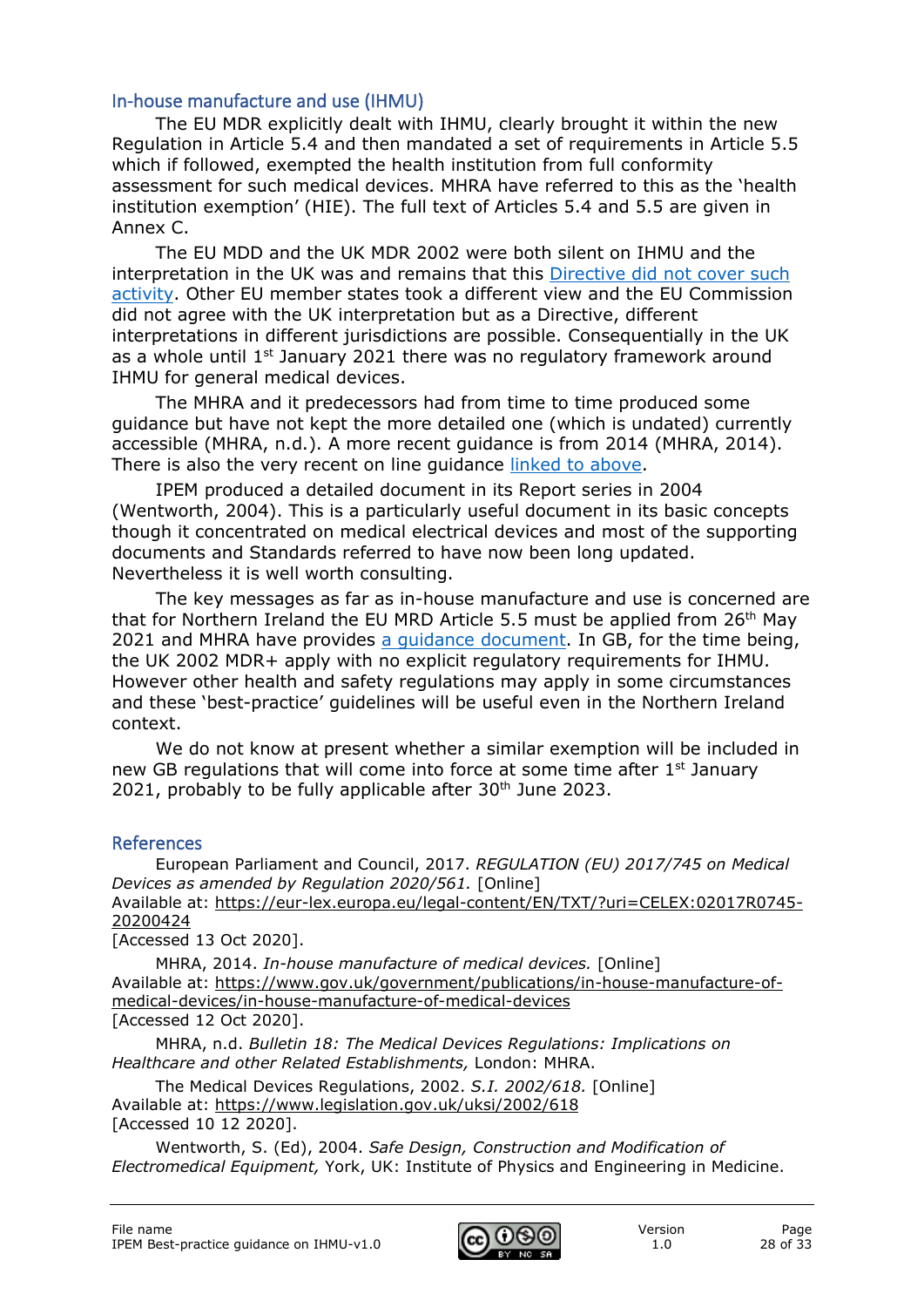## In-house manufacture and use (IHMU)

The EU MDR explicitly dealt with IHMU, clearly brought it within the new Regulation in Article 5.4 and then mandated a set of requirements in Article 5.5 which if followed, exempted the health institution from full conformity assessment for such medical devices. MHRA have referred to this as the 'health institution exemption' (HIE). The full text of Articles 5.4 and 5.5 are given in Annex C.

The EU MDD and the UK MDR 2002 were both silent on IHMU and the interpretation in the UK was and remains that this Directive did not cover such activity. Other EU member states took a different view and the EU Commission did not agree with the UK interpretation but as a Directive, different interpretations in different jurisdictions are possible. Consequentially in the UK as a whole until 1st January 2021 there was no regulatory framework around IHMU for general medical devices.

The MHRA and it predecessors had from time to time produced some guidance but have not kept the more detailed one (which is undated) currently accessible (MHRA, n.d.). A more recent guidance is from 2014 (MHRA, 2014). There is also the very recent on line guidance linked to above.

IPEM produced a detailed document in its Report series in 2004 (Wentworth, 2004). This is a particularly useful document in its basic concepts though it concentrated on medical electrical devices and most of the supporting documents and Standards referred to have now been long updated. Nevertheless it is well worth consulting.

The key messages as far as in-house manufacture and use is concerned are that for Northern Ireland the EU MRD Article 5.5 must be applied from 26th May 2021 and MHRA have provides a guidance document. In GB, for the time being, the UK 2002 MDR+ apply with no explicit regulatory requirements for IHMU. However other health and safety regulations may apply in some circumstances and these 'best-practice' guidelines will be useful even in the Northern Ireland context.

We do not know at present whether a similar exemption will be included in new GB regulations that will come into force at some time after 1st January 2021, probably to be fully applicable after 30th June 2023.

## References

European Parliament and Council, 2017. *REGULATION (EU) 2017/745 on Medical Devices as amended by Regulation 2020/561.* [Online]
Available at: https://eur-lex.europa.eu/legal-content/EN/TXT/?uri=CELEX:02017R0745-20200424
[Accessed 13 Oct 2020].

MHRA, 2014. *In-house manufacture of medical devices.* [Online]
Available at: https://www.gov.uk/government/publications/in-house-manufacture-of-medical-devices/in-house-manufacture-of-medical-devices
[Accessed 12 Oct 2020].

MHRA, n.d. *Bulletin 18: The Medical Devices Regulations: Implications on Healthcare and other Related Establishments,* London: MHRA.

The Medical Devices Regulations, 2002. *S.I. 2002/618.* [Online]
Available at: https://www.legislation.gov.uk/uksi/2002/618
[Accessed 10 12 2020].

Wentworth, S. (Ed), 2004. *Safe Design, Construction and Modification of Electromedical Equipment,* York, UK: Institute of Physics and Engineering in Medicine.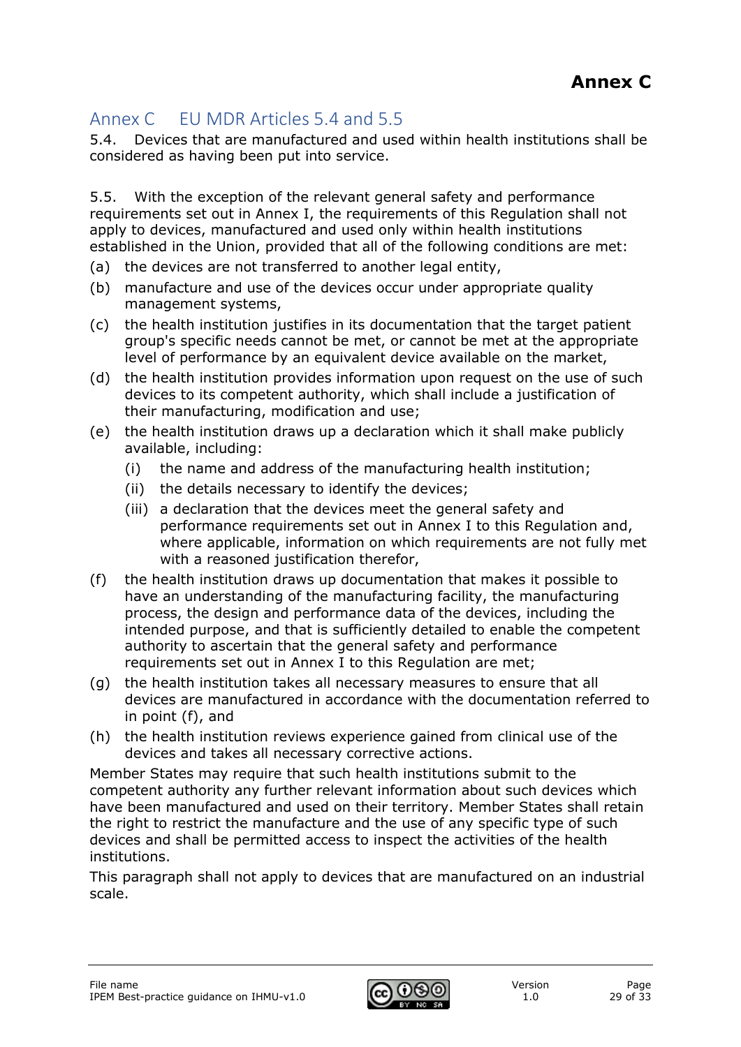# Annex C

## Annex C EU MDR Articles 5.4 and 5.5

5.4. Devices that are manufactured and used within health institutions shall be considered as having been put into service.

5.5. With the exception of the relevant general safety and performance requirements set out in Annex I, the requirements of this Regulation shall not apply to devices, manufactured and used only within health institutions established in the Union, provided that all of the following conditions are met:

(a) the devices are not transferred to another legal entity,

(b) manufacture and use of the devices occur under appropriate quality management systems,

(c) the health institution justifies in its documentation that the target patient group's specific needs cannot be met, or cannot be met at the appropriate level of performance by an equivalent device available on the market,

(d) the health institution provides information upon request on the use of such devices to its competent authority, which shall include a justification of their manufacturing, modification and use;

(e) the health institution draws up a declaration which it shall make publicly available, including:

  (i) the name and address of the manufacturing health institution;

  (ii) the details necessary to identify the devices;

  (iii) a declaration that the devices meet the general safety and performance requirements set out in Annex I to this Regulation and, where applicable, information on which requirements are not fully met with a reasoned justification therefor,

(f) the health institution draws up documentation that makes it possible to have an understanding of the manufacturing facility, the manufacturing process, the design and performance data of the devices, including the intended purpose, and that is sufficiently detailed to enable the competent authority to ascertain that the general safety and performance requirements set out in Annex I to this Regulation are met;

(g) the health institution takes all necessary measures to ensure that all devices are manufactured in accordance with the documentation referred to in point (f), and

(h) the health institution reviews experience gained from clinical use of the devices and takes all necessary corrective actions.

Member States may require that such health institutions submit to the competent authority any further relevant information about such devices which have been manufactured and used on their territory. Member States shall retain the right to restrict the manufacture and the use of any specific type of such devices and shall be permitted access to inspect the activities of the health institutions.

This paragraph shall not apply to devices that are manufactured on an industrial scale.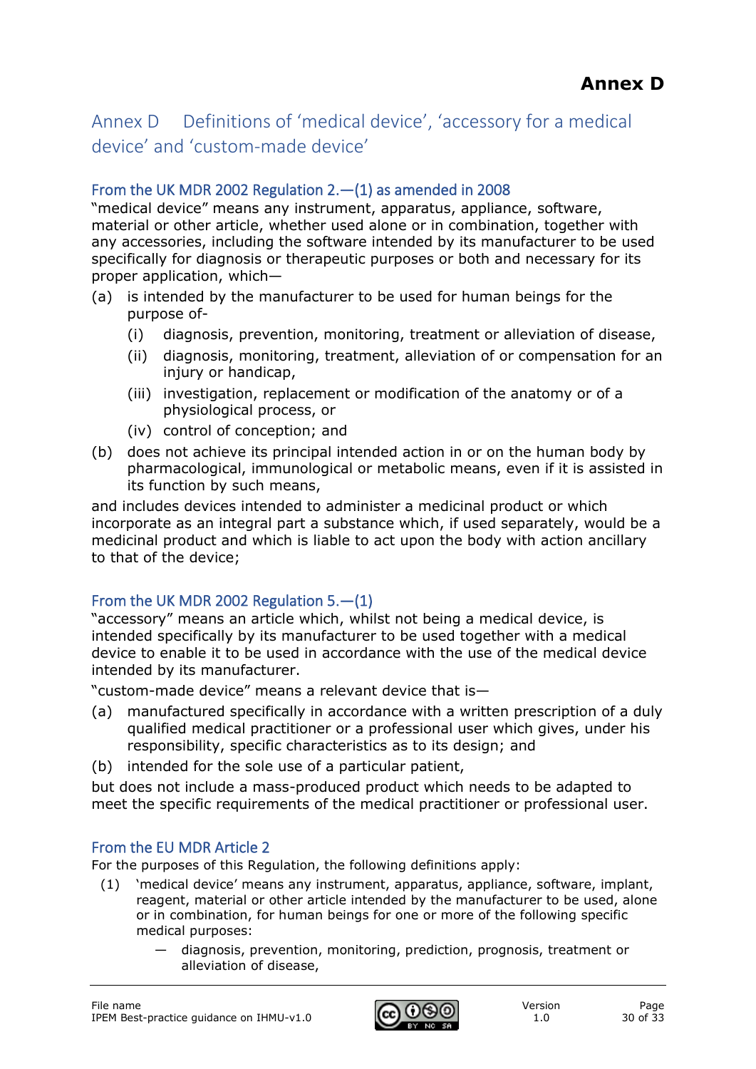# Annex D

## Annex D Definitions of 'medical device', 'accessory for a medical device' and 'custom-made device'

### From the UK MDR 2002 Regulation 2.—(1) as amended in 2008

"medical device" means any instrument, apparatus, appliance, software, material or other article, whether used alone or in combination, together with any accessories, including the software intended by its manufacturer to be used specifically for diagnosis or therapeutic purposes or both and necessary for its proper application, which—

(a) is intended by the manufacturer to be used for human beings for the purpose of-
  (i) diagnosis, prevention, monitoring, treatment or alleviation of disease,
  (ii) diagnosis, monitoring, treatment, alleviation of or compensation for an injury or handicap,
  (iii) investigation, replacement or modification of the anatomy or of a physiological process, or
  (iv) control of conception; and

(b) does not achieve its principal intended action in or on the human body by pharmacological, immunological or metabolic means, even if it is assisted in its function by such means,

and includes devices intended to administer a medicinal product or which incorporate as an integral part a substance which, if used separately, would be a medicinal product and which is liable to act upon the body with action ancillary to that of the device;

### From the UK MDR 2002 Regulation 5.—(1)

"accessory" means an article which, whilst not being a medical device, is intended specifically by its manufacturer to be used together with a medical device to enable it to be used in accordance with the use of the medical device intended by its manufacturer.

"custom-made device" means a relevant device that is—

(a) manufactured specifically in accordance with a written prescription of a duly qualified medical practitioner or a professional user which gives, under his responsibility, specific characteristics as to its design; and
(b) intended for the sole use of a particular patient,

but does not include a mass-produced product which needs to be adapted to meet the specific requirements of the medical practitioner or professional user.

### From the EU MDR Article 2

For the purposes of this Regulation, the following definitions apply:

(1) 'medical device' means any instrument, apparatus, appliance, software, implant, reagent, material or other article intended by the manufacturer to be used, alone or in combination, for human beings for one or more of the following specific medical purposes:

- diagnosis, prevention, monitoring, prediction, prognosis, treatment or alleviation of disease,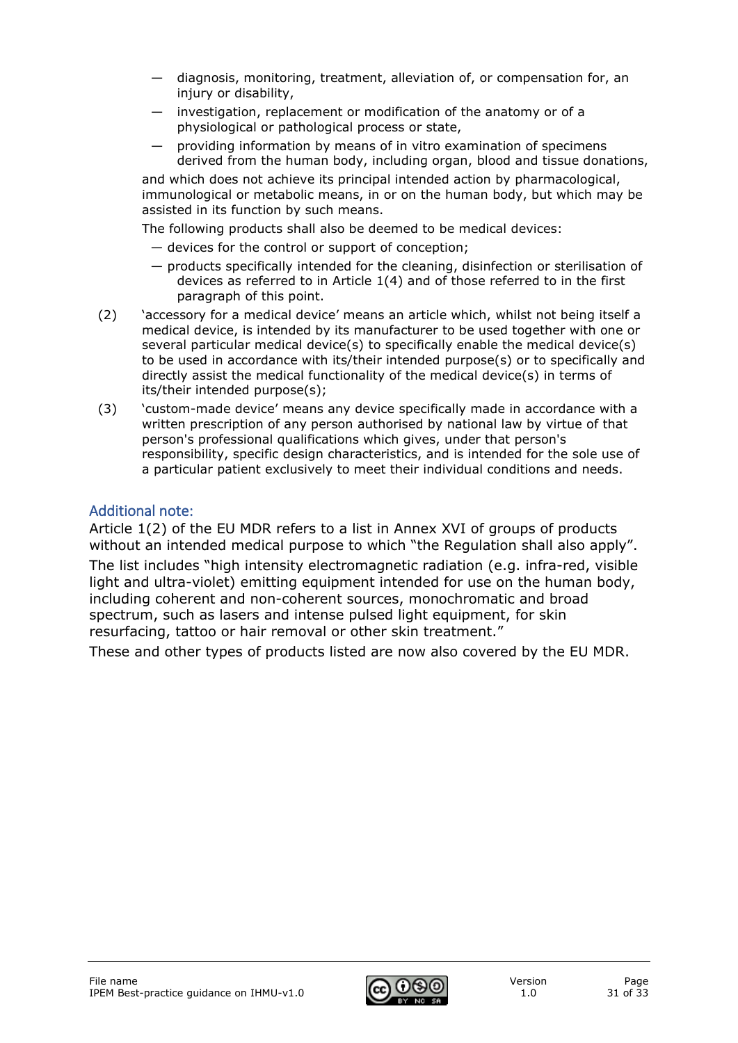— diagnosis, monitoring, treatment, alleviation of, or compensation for, an injury or disability,

— investigation, replacement or modification of the anatomy or of a physiological or pathological process or state,

— providing information by means of in vitro examination of specimens derived from the human body, including organ, blood and tissue donations,

and which does not achieve its principal intended action by pharmacological, immunological or metabolic means, in or on the human body, but which may be assisted in its function by such means.

The following products shall also be deemed to be medical devices:

— devices for the control or support of conception;

— products specifically intended for the cleaning, disinfection or sterilisation of devices as referred to in Article 1(4) and of those referred to in the first paragraph of this point.

(2) 'accessory for a medical device' means an article which, whilst not being itself a medical device, is intended by its manufacturer to be used together with one or several particular medical device(s) to specifically enable the medical device(s) to be used in accordance with its/their intended purpose(s) or to specifically and directly assist the medical functionality of the medical device(s) in terms of its/their intended purpose(s);

(3) 'custom-made device' means any device specifically made in accordance with a written prescription of any person authorised by national law by virtue of that person's professional qualifications which gives, under that person's responsibility, specific design characteristics, and is intended for the sole use of a particular patient exclusively to meet their individual conditions and needs.

### Additional note:

Article 1(2) of the EU MDR refers to a list in Annex XVI of groups of products without an intended medical purpose to which "the Regulation shall also apply".

The list includes "high intensity electromagnetic radiation (e.g. infra-red, visible light and ultra-violet) emitting equipment intended for use on the human body, including coherent and non-coherent sources, monochromatic and broad spectrum, such as lasers and intense pulsed light equipment, for skin resurfacing, tattoo or hair removal or other skin treatment."

These and other types of products listed are now also covered by the EU MDR.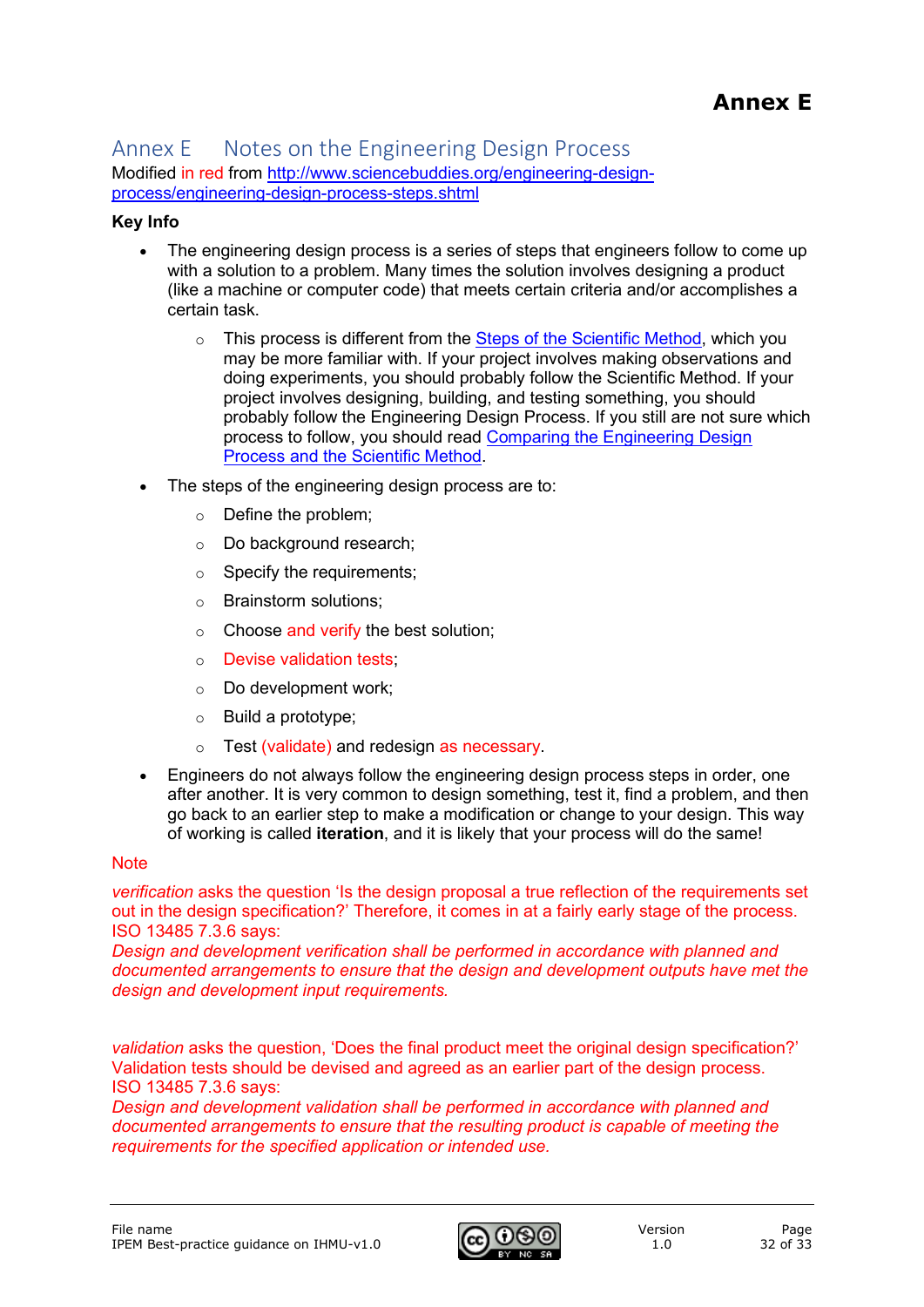# Annex E Notes on the Engineering Design Process

Modified in red from [http://www.sciencebuddies.org/engineering-design-process/engineering-design-process-steps.shtml](http://www.sciencebuddies.org/engineering-design-process/engineering-design-process-steps.shtml)

**Key Info**

- The engineering design process is a series of steps that engineers follow to come up with a solution to a problem. Many times the solution involves designing a product (like a machine or computer code) that meets certain criteria and/or accomplishes a certain task.
    - This process is different from the Steps of the Scientific Method, which you may be more familiar with. If your project involves making observations and doing experiments, you should probably follow the Scientific Method. If your project involves designing, building, and testing something, you should probably follow the Engineering Design Process. If you still are not sure which process to follow, you should read Comparing the Engineering Design Process and the Scientific Method.
- The steps of the engineering design process are to:
    - Define the problem;
    - Do background research;
    - Specify the requirements;
    - Brainstorm solutions;
    - Choose and verify the best solution;
    - Devise validation tests;
    - Do development work;
    - Build a prototype;
    - Test (validate) and redesign as necessary.
- Engineers do not always follow the engineering design process steps in order, one after another. It is very common to design something, test it, find a problem, and then go back to an earlier step to make a modification or change to your design. This way of working is called **iteration**, and it is likely that your process will do the same!

Note

*verification* asks the question 'Is the design proposal a true reflection of the requirements set out in the design specification?' Therefore, it comes in at a fairly early stage of the process.
ISO 13485 7.3.6 says:
*Design and development verification shall be performed in accordance with planned and documented arrangements to ensure that the design and development outputs have met the design and development input requirements.*

*validation* asks the question, 'Does the final product meet the original design specification?' Validation tests should be devised and agreed as an earlier part of the design process.
ISO 13485 7.3.6 says:
*Design and development validation shall be performed in accordance with planned and documented arrangements to ensure that the resulting product is capable of meeting the requirements for the specified application or intended use.*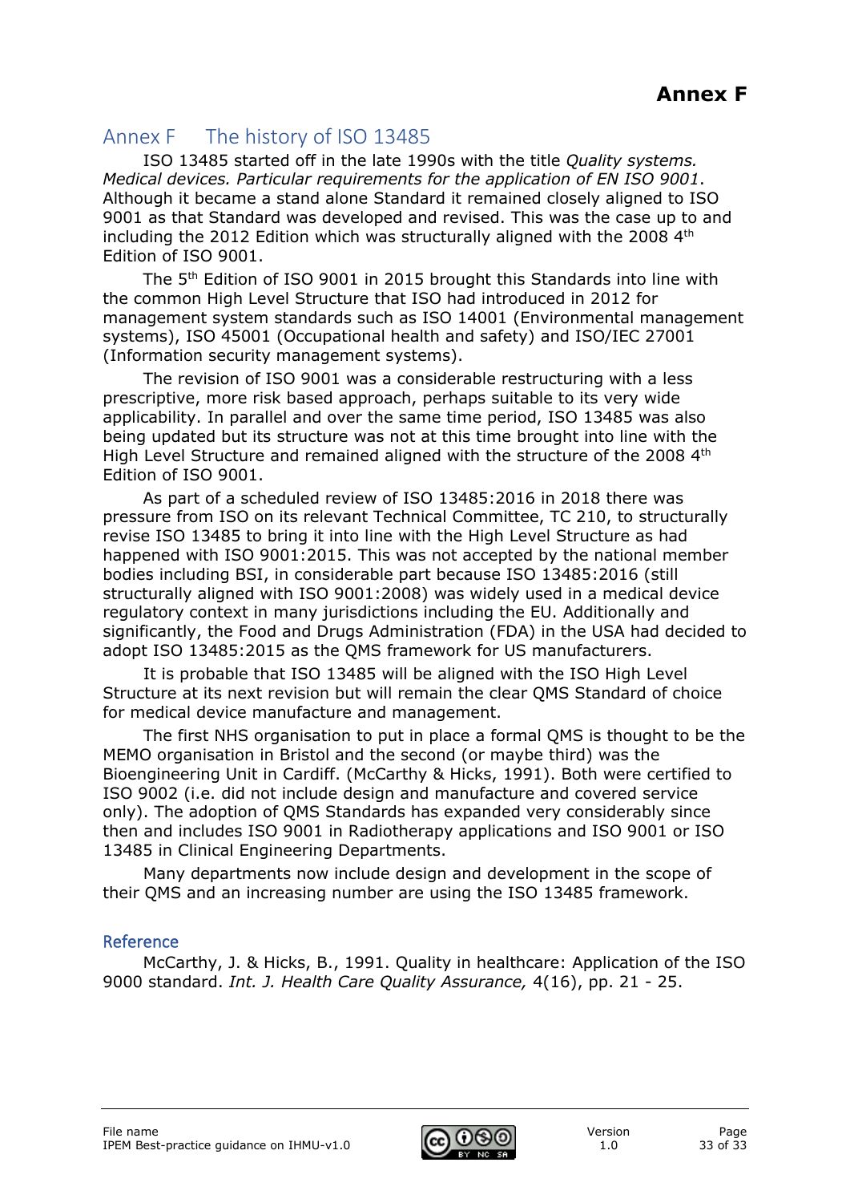# Annex F The history of ISO 13485

ISO 13485 started off in the late 1990s with the title *Quality systems. Medical devices. Particular requirements for the application of EN ISO 9001*. Although it became a stand alone Standard it remained closely aligned to ISO 9001 as that Standard was developed and revised. This was the case up to and including the 2012 Edition which was structurally aligned with the 2008 4th Edition of ISO 9001.

The 5th Edition of ISO 9001 in 2015 brought this Standards into line with the common High Level Structure that ISO had introduced in 2012 for management system standards such as ISO 14001 (Environmental management systems), ISO 45001 (Occupational health and safety) and ISO/IEC 27001 (Information security management systems).

The revision of ISO 9001 was a considerable restructuring with a less prescriptive, more risk based approach, perhaps suitable to its very wide applicability. In parallel and over the same time period, ISO 13485 was also being updated but its structure was not at this time brought into line with the High Level Structure and remained aligned with the structure of the 2008 4th Edition of ISO 9001.

As part of a scheduled review of ISO 13485:2016 in 2018 there was pressure from ISO on its relevant Technical Committee, TC 210, to structurally revise ISO 13485 to bring it into line with the High Level Structure as had happened with ISO 9001:2015. This was not accepted by the national member bodies including BSI, in considerable part because ISO 13485:2016 (still structurally aligned with ISO 9001:2008) was widely used in a medical device regulatory context in many jurisdictions including the EU. Additionally and significantly, the Food and Drugs Administration (FDA) in the USA had decided to adopt ISO 13485:2015 as the QMS framework for US manufacturers.

It is probable that ISO 13485 will be aligned with the ISO High Level Structure at its next revision but will remain the clear QMS Standard of choice for medical device manufacture and management.

The first NHS organisation to put in place a formal QMS is thought to be the MEMO organisation in Bristol and the second (or maybe third) was the Bioengineering Unit in Cardiff. (McCarthy & Hicks, 1991). Both were certified to ISO 9002 (i.e. did not include design and manufacture and covered service only). The adoption of QMS Standards has expanded very considerably since then and includes ISO 9001 in Radiotherapy applications and ISO 9001 or ISO 13485 in Clinical Engineering Departments.

Many departments now include design and development in the scope of their QMS and an increasing number are using the ISO 13485 framework.

## Reference

McCarthy, J. & Hicks, B., 1991. Quality in healthcare: Application of the ISO 9000 standard. *Int. J. Health Care Quality Assurance,* 4(16), pp. 21 - 25.